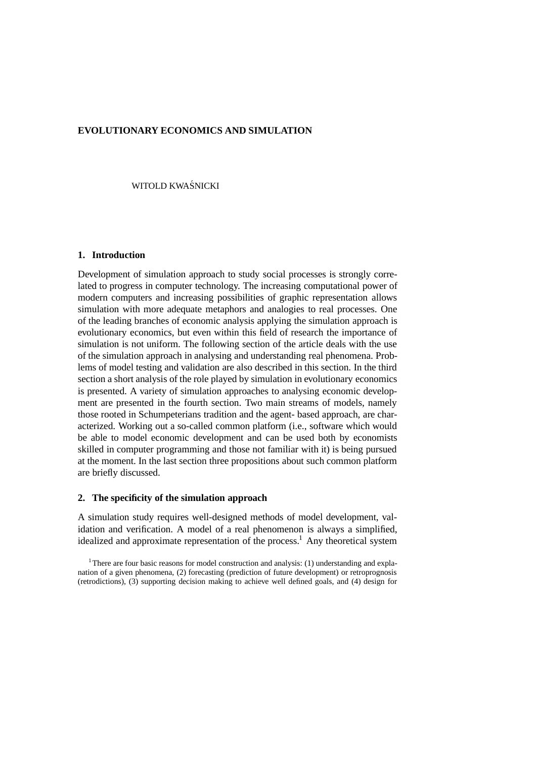# EVOLUTIONARY ECONOMICS AND SIMULATION

WITOLD KWAŚNICKI

## 1. Introduction

Development of simulation approach to study social processes is strongly correlated to progress in computer technology. The increasing computational power of modern computers and increasing possibilities of graphic representation allows simulation with more adequate metaphors and analogies to real processes. One of the leading branches of economic analysis applying the simulation approach is evolutionary economics, but even within this field of research the importance of simulation is not uniform. The following section of the article deals with the use of the simulation approach in analysing and understanding real phenomena. Problems of model testing and validation are also described in this section. In the third section a short analysis of the role played by simulation in evolutionary economics is presented. A variety of simulation approaches to analysing economic development are presented in the fourth section. Two main streams of models, namely those rooted in Schumpeterians tradition and the agent- based approach, are characterized. Working out a so-called common platform (i.e., software which would be able to model economic development and can be used both by economists skilled in computer programming and those not familiar with it) is being pursued at the moment. In the last section three propositions about such common platform are briefly discussed.

## 2. The specificity of the simulation approach

A simulation study requires well-designed methods of model development, validation and verification. A model of a real phenomenon is always a simplified, idealized and approximate representation of the process.[1] Any theoretical system

[1] There are four basic reasons for model construction and analysis: (1) understanding and explanation of a given phenomena, (2) forecasting (prediction of future development) or retroprognosis (retrodictions), (3) supporting decision making to achieve well defined goals, and (4) design for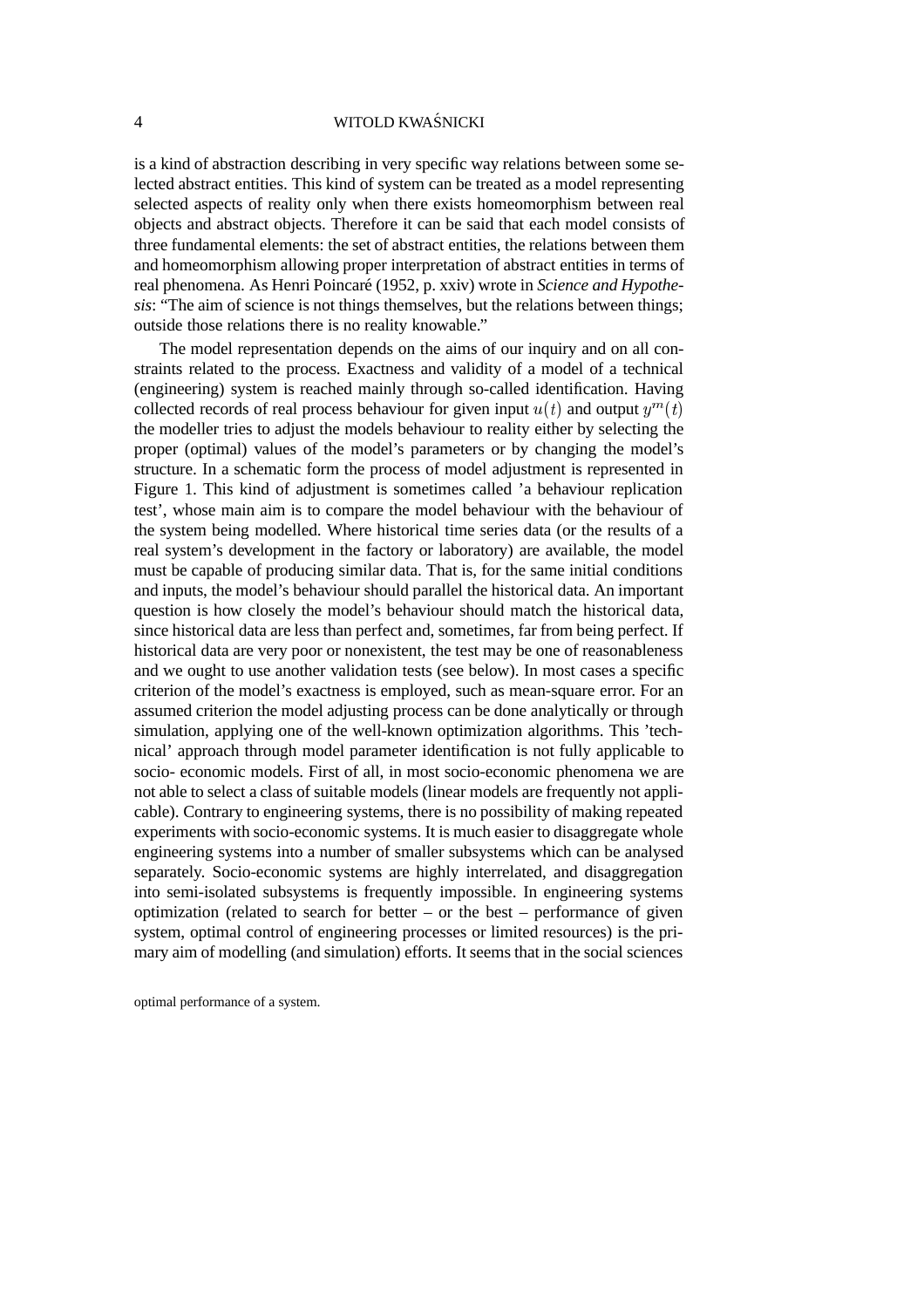is a kind of abstraction describing in very specific way relations between some selected abstract entities. This kind of system can be treated as a model representing selected aspects of reality only when there exists homeomorphism between real objects and abstract objects. Therefore it can be said that each model consists of three fundamental elements: the set of abstract entities, the relations between them and homeomorphism allowing proper interpretation of abstract entities in terms of real phenomena. As Henri Poincaré (1952, p. xxiv) wrote in *Science and Hypothesis*: "The aim of science is not things themselves, but the relations between things; outside those relations there is no reality knowable."

The model representation depends on the aims of our inquiry and on all constraints related to the process. Exactness and validity of a model of a technical (engineering) system is reached mainly through so-called identification. Having collected records of real process behaviour for given input $u(t)$ and output $y^m(t)$ the modeller tries to adjust the models behaviour to reality either by selecting the proper (optimal) values of the model's parameters or by changing the model's structure. In a schematic form the process of model adjustment is represented in Figure 1. This kind of adjustment is sometimes called 'a behaviour replication test', whose main aim is to compare the model behaviour with the behaviour of the system being modelled. Where historical time series data (or the results of a real system's development in the factory or laboratory) are available, the model must be capable of producing similar data. That is, for the same initial conditions and inputs, the model's behaviour should parallel the historical data. An important question is how closely the model's behaviour should match the historical data, since historical data are less than perfect and, sometimes, far from being perfect. If historical data are very poor or nonexistent, the test may be one of reasonableness and we ought to use another validation tests (see below). In most cases a specific criterion of the model's exactness is employed, such as mean-square error. For an assumed criterion the model adjusting process can be done analytically or through simulation, applying one of the well-known optimization algorithms. This 'technical' approach through model parameter identification is not fully applicable to socio- economic models. First of all, in most socio-economic phenomena we are not able to select a class of suitable models (linear models are frequently not applicable). Contrary to engineering systems, there is no possibility of making repeated experiments with socio-economic systems. It is much easier to disaggregate whole engineering systems into a number of smaller subsystems which can be analysed separately. Socio-economic systems are highly interrelated, and disaggregation into semi-isolated subsystems is frequently impossible. In engineering systems optimization (related to search for better – or the best – performance of given system, optimal control of engineering processes or limited resources) is the primary aim of modelling (and simulation) efforts. It seems that in the social sciences

optimal performance of a system.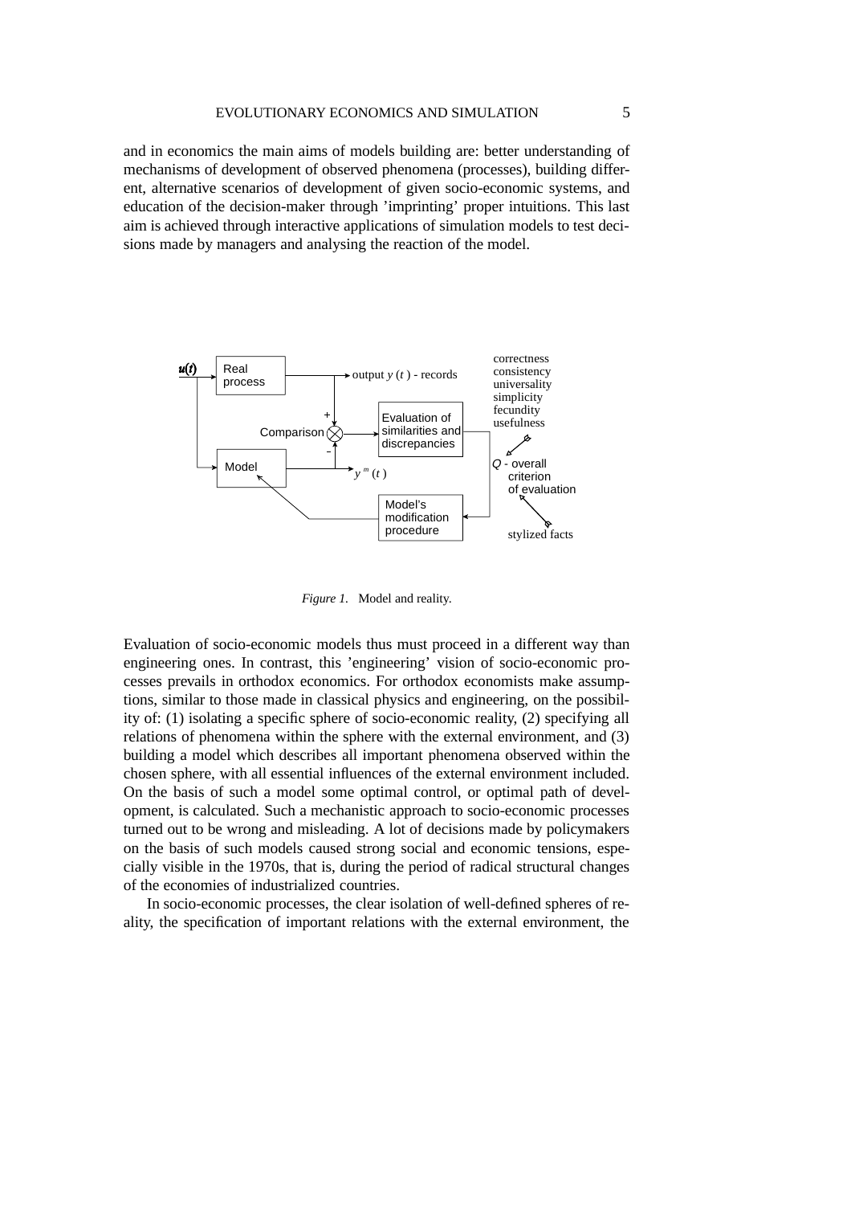and in economics the main aims of models building are: better understanding of mechanisms of development of observed phenomena (processes), building different, alternative scenarios of development of given socio-economic systems, and education of the decision-maker through 'imprinting' proper intuitions. This last aim is achieved through interactive applications of simulation models to test decisions made by managers and analysing the reaction of the model.

*Figure 1.* Model and reality.

Evaluation of socio-economic models thus must proceed in a different way than engineering ones. In contrast, this 'engineering' vision of socio-economic processes prevails in orthodox economics. For orthodox economists make assumptions, similar to those made in classical physics and engineering, on the possibility of: (1) isolating a specific sphere of socio-economic reality, (2) specifying all relations of phenomena within the sphere with the external environment, and (3) building a model which describes all important phenomena observed within the chosen sphere, with all essential influences of the external environment included. On the basis of such a model some optimal control, or optimal path of development, is calculated. Such a mechanistic approach to socio-economic processes turned out to be wrong and misleading. A lot of decisions made by policymakers on the basis of such models caused strong social and economic tensions, especially visible in the 1970s, that is, during the period of radical structural changes of the economies of industrialized countries.

In socio-economic processes, the clear isolation of well-defined spheres of reality, the specification of important relations with the external environment, the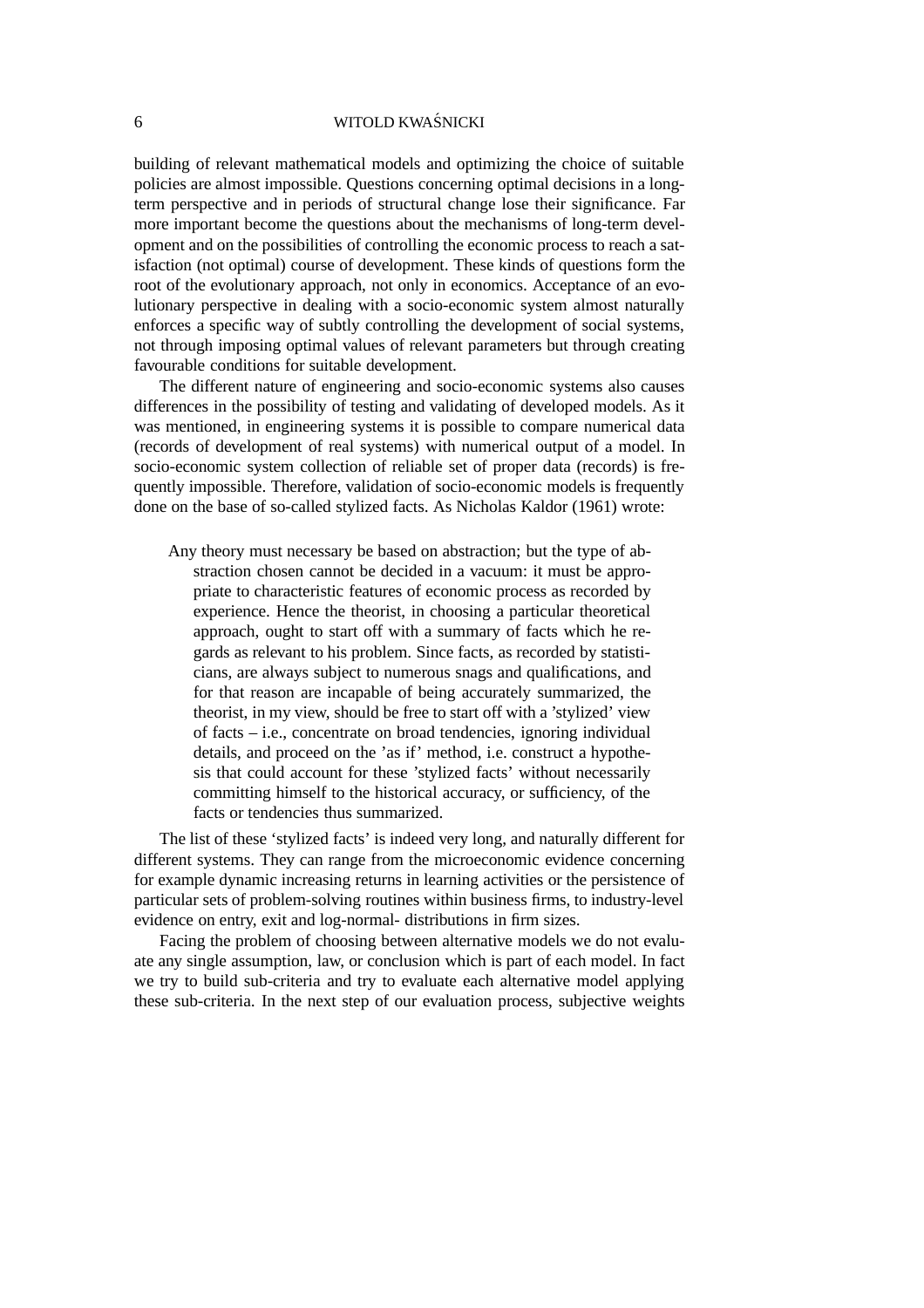building of relevant mathematical models and optimizing the choice of suitable policies are almost impossible. Questions concerning optimal decisions in a long-term perspective and in periods of structural change lose their significance. Far more important become the questions about the mechanisms of long-term development and on the possibilities of controlling the economic process to reach a satisfaction (not optimal) course of development. These kinds of questions form the root of the evolutionary approach, not only in economics. Acceptance of an evolutionary perspective in dealing with a socio-economic system almost naturally enforces a specific way of subtly controlling the development of social systems, not through imposing optimal values of relevant parameters but through creating favourable conditions for suitable development.

The different nature of engineering and socio-economic systems also causes differences in the possibility of testing and validating of developed models. As it was mentioned, in engineering systems it is possible to compare numerical data (records of development of real systems) with numerical output of a model. In socio-economic system collection of reliable set of proper data (records) is frequently impossible. Therefore, validation of socio-economic models is frequently done on the base of so-called stylized facts. As Nicholas Kaldor (1961) wrote:

> Any theory must necessary be based on abstraction; but the type of abstraction chosen cannot be decided in a vacuum: it must be appropriate to characteristic features of economic process as recorded by experience. Hence the theorist, in choosing a particular theoretical approach, ought to start off with a summary of facts which he regards as relevant to his problem. Since facts, as recorded by statisticians, are always subject to numerous snags and qualifications, and for that reason are incapable of being accurately summarized, the theorist, in my view, should be free to start off with a 'stylized' view of facts – i.e., concentrate on broad tendencies, ignoring individual details, and proceed on the 'as if' method, i.e. construct a hypothesis that could account for these 'stylized facts' without necessarily committing himself to the historical accuracy, or sufficiency, of the facts or tendencies thus summarized.

The list of these 'stylized facts' is indeed very long, and naturally different for different systems. They can range from the microeconomic evidence concerning for example dynamic increasing returns in learning activities or the persistence of particular sets of problem-solving routines within business firms, to industry-level evidence on entry, exit and log-normal- distributions in firm sizes.

Facing the problem of choosing between alternative models we do not evaluate any single assumption, law, or conclusion which is part of each model. In fact we try to build sub-criteria and try to evaluate each alternative model applying these sub-criteria. In the next step of our evaluation process, subjective weights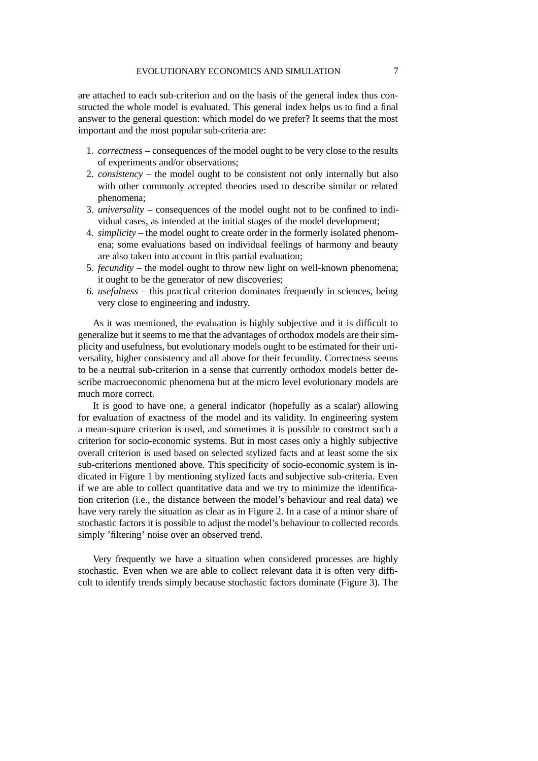are attached to each sub-criterion and on the basis of the general index thus constructed the whole model is evaluated. This general index helps us to find a final answer to the general question: which model do we prefer? It seems that the most important and the most popular sub-criteria are:

1. *correctness* – consequences of the model ought to be very close to the results of experiments and/or observations;
2. *consistency* – the model ought to be consistent not only internally but also with other commonly accepted theories used to describe similar or related phenomena;
3. *universality* – consequences of the model ought not to be confined to individual cases, as intended at the initial stages of the model development;
4. *simplicity* – the model ought to create order in the formerly isolated phenomena; some evaluations based on individual feelings of harmony and beauty are also taken into account in this partial evaluation;
5. *fecundity* – the model ought to throw new light on well-known phenomena; it ought to be the generator of new discoveries;
6. *usefulness* – this practical criterion dominates frequently in sciences, being very close to engineering and industry.

As it was mentioned, the evaluation is highly subjective and it is difficult to generalize but it seems to me that the advantages of orthodox models are their simplicity and usefulness, but evolutionary models ought to be estimated for their universality, higher consistency and all above for their fecundity. Correctness seems to be a neutral sub-criterion in a sense that currently orthodox models better describe macroeconomic phenomena but at the micro level evolutionary models are much more correct.

It is good to have one, a general indicator (hopefully as a scalar) allowing for evaluation of exactness of the model and its validity. In engineering system a mean-square criterion is used, and sometimes it is possible to construct such a criterion for socio-economic systems. But in most cases only a highly subjective overall criterion is used based on selected stylized facts and at least some the six sub-criterions mentioned above. This specificity of socio-economic system is indicated in Figure 1 by mentioning stylized facts and subjective sub-criteria. Even if we are able to collect quantitative data and we try to minimize the identification criterion (i.e., the distance between the model's behaviour and real data) we have very rarely the situation as clear as in Figure 2. In a case of a minor share of stochastic factors it is possible to adjust the model's behaviour to collected records simply 'filtering' noise over an observed trend.

Very frequently we have a situation when considered processes are highly stochastic. Even when we are able to collect relevant data it is often very difficult to identify trends simply because stochastic factors dominate (Figure 3). The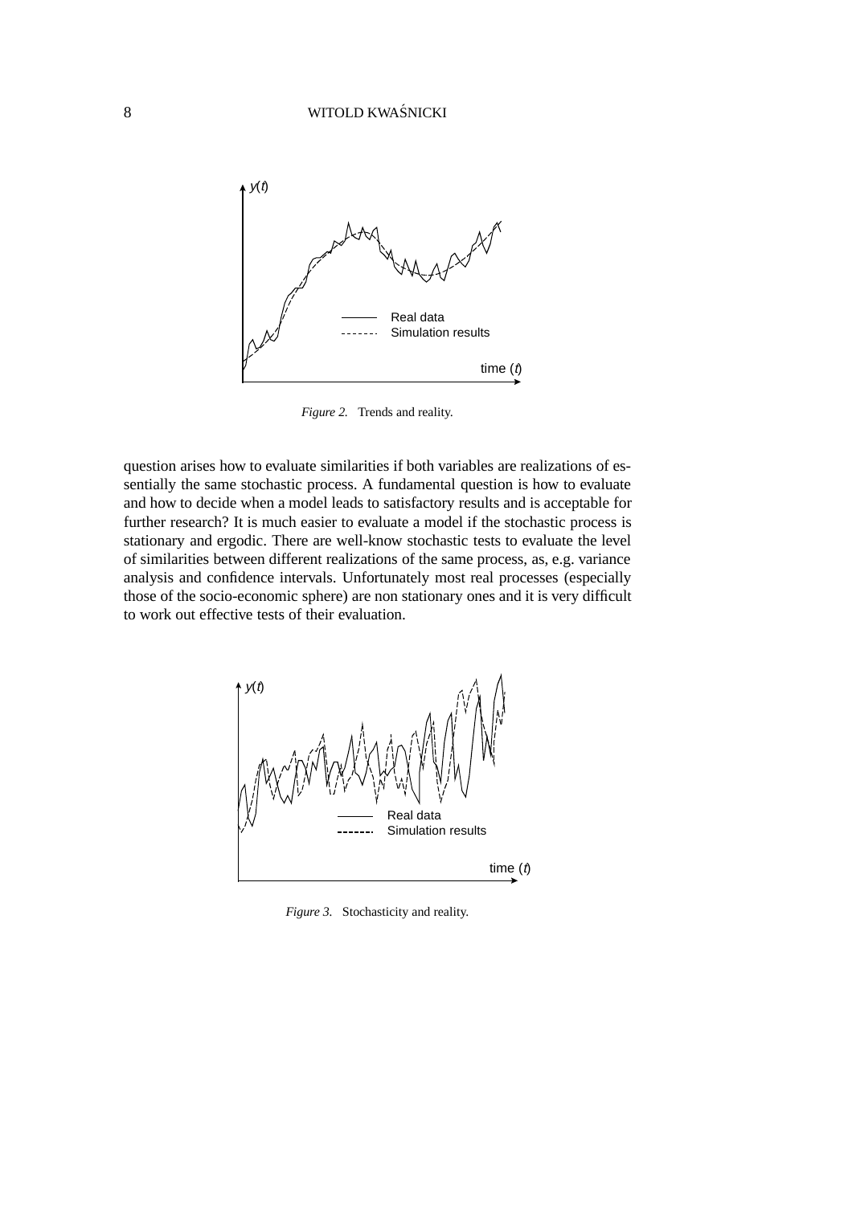*Figure 2.* Trends and reality.

question arises how to evaluate similarities if both variables are realizations of essentially the same stochastic process. A fundamental question is how to evaluate and how to decide when a model leads to satisfactory results and is acceptable for further research? It is much easier to evaluate a model if the stochastic process is stationary and ergodic. There are well-know stochastic tests to evaluate the level of similarities between different realizations of the same process, as, e.g. variance analysis and confidence intervals. Unfortunately most real processes (especially those of the socio-economic sphere) are non stationary ones and it is very difficult to work out effective tests of their evaluation.

*Figure 3.* Stochasticity and reality.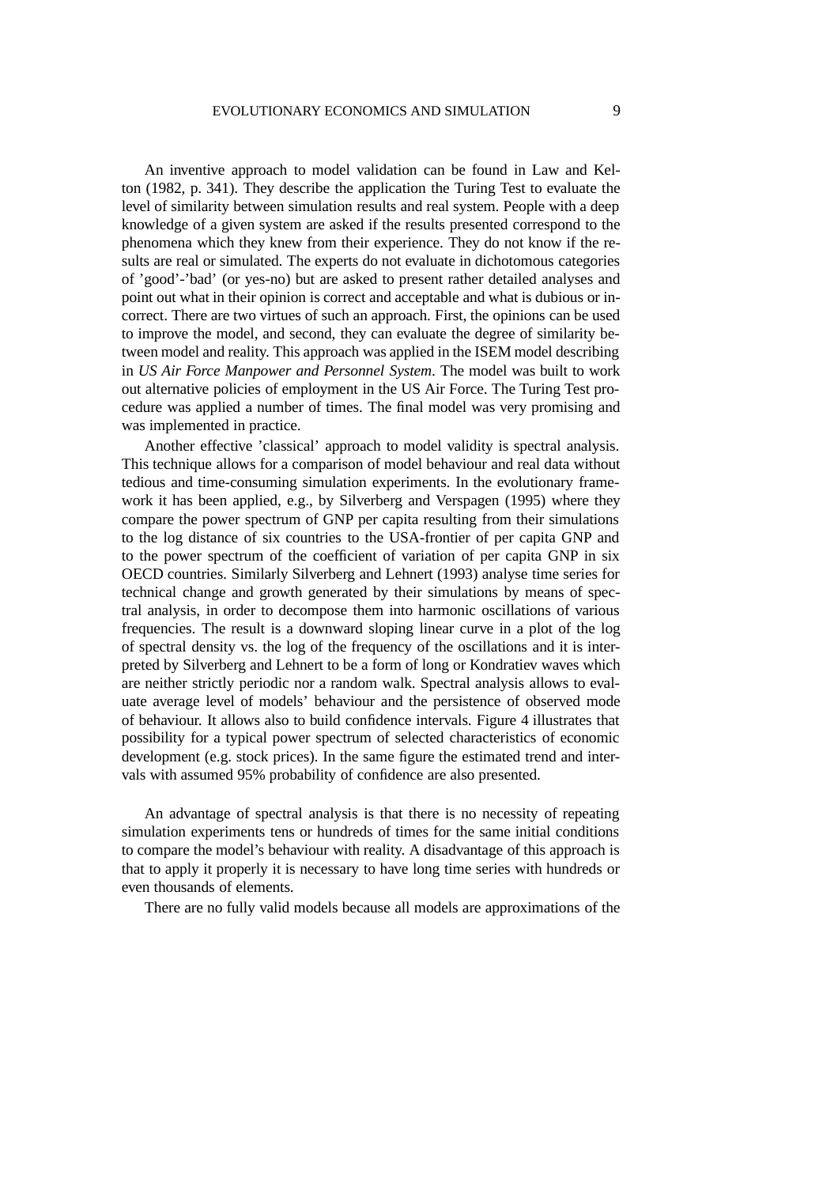An inventive approach to model validation can be found in Law and Kelton (1982, p. 341). They describe the application the Turing Test to evaluate the level of similarity between simulation results and real system. People with a deep knowledge of a given system are asked if the results presented correspond to the phenomena which they knew from their experience. They do not know if the results are real or simulated. The experts do not evaluate in dichotomous categories of 'good'-'bad' (or yes-no) but are asked to present rather detailed analyses and point out what in their opinion is correct and acceptable and what is dubious or incorrect. There are two virtues of such an approach. First, the opinions can be used to improve the model, and second, they can evaluate the degree of similarity between model and reality. This approach was applied in the ISEM model describing in *US Air Force Manpower and Personnel System*. The model was built to work out alternative policies of employment in the US Air Force. The Turing Test procedure was applied a number of times. The final model was very promising and was implemented in practice.

Another effective 'classical' approach to model validity is spectral analysis. This technique allows for a comparison of model behaviour and real data without tedious and time-consuming simulation experiments. In the evolutionary framework it has been applied, e.g., by Silverberg and Verspagen (1995) where they compare the power spectrum of GNP per capita resulting from their simulations to the log distance of six countries to the USA-frontier of per capita GNP and to the power spectrum of the coefficient of variation of per capita GNP in six OECD countries. Similarly Silverberg and Lehnert (1993) analyse time series for technical change and growth generated by their simulations by means of spectral analysis, in order to decompose them into harmonic oscillations of various frequencies. The result is a downward sloping linear curve in a plot of the log of spectral density vs. the log of the frequency of the oscillations and it is interpreted by Silverberg and Lehnert to be a form of long or Kondratiev waves which are neither strictly periodic nor a random walk. Spectral analysis allows to evaluate average level of models' behaviour and the persistence of observed mode of behaviour. It allows also to build confidence intervals. Figure 4 illustrates that possibility for a typical power spectrum of selected characteristics of economic development (e.g. stock prices). In the same figure the estimated trend and intervals with assumed 95% probability of confidence are also presented.

An advantage of spectral analysis is that there is no necessity of repeating simulation experiments tens or hundreds of times for the same initial conditions to compare the model's behaviour with reality. A disadvantage of this approach is that to apply it properly it is necessary to have long time series with hundreds or even thousands of elements.

There are no fully valid models because all models are approximations of the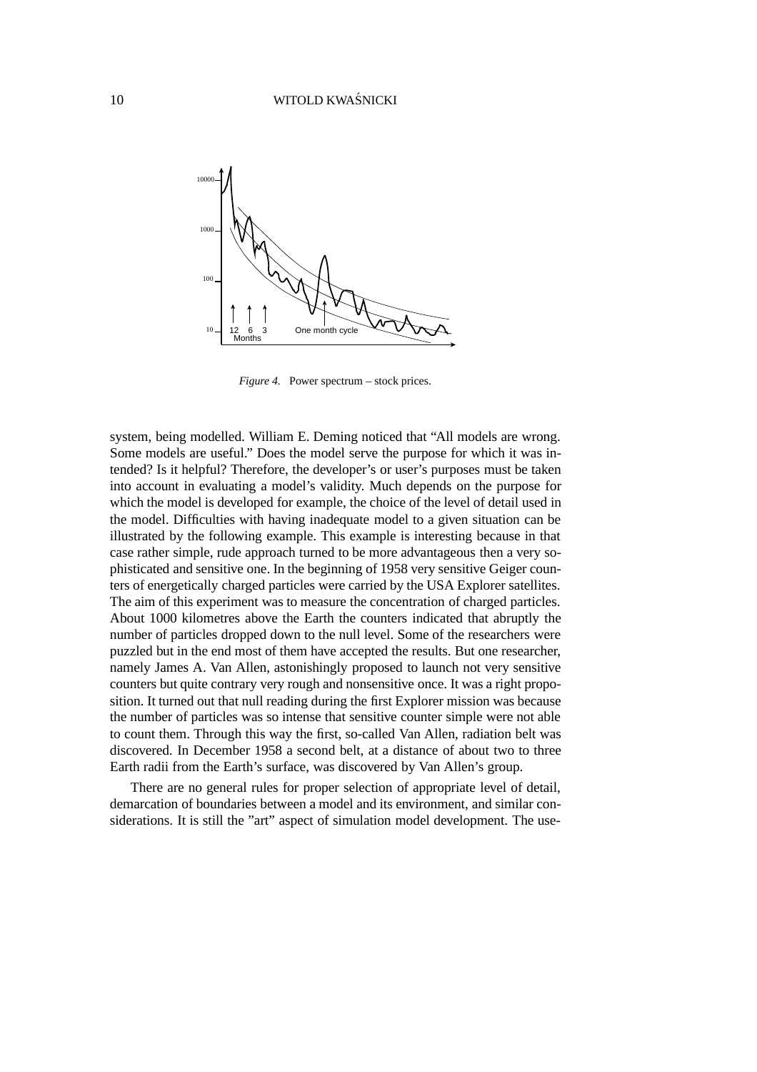10000

1000

100

10

12 6 3

Months

One month cycle

*Figure 4.* Power spectrum – stock prices.

system, being modelled. William E. Deming noticed that "All models are wrong. Some models are useful." Does the model serve the purpose for which it was intended? Is it helpful? Therefore, the developer's or user's purposes must be taken into account in evaluating a model's validity. Much depends on the purpose for which the model is developed for example, the choice of the level of detail used in the model. Difficulties with having inadequate model to a given situation can be illustrated by the following example. This example is interesting because in that case rather simple, rude approach turned to be more advantageous then a very sophisticated and sensitive one. In the beginning of 1958 very sensitive Geiger counters of energetically charged particles were carried by the USA Explorer satellites. The aim of this experiment was to measure the concentration of charged particles. About 1000 kilometres above the Earth the counters indicated that abruptly the number of particles dropped down to the null level. Some of the researchers were puzzled but in the end most of them have accepted the results. But one researcher, namely James A. Van Allen, astonishingly proposed to launch not very sensitive counters but quite contrary very rough and nonsensitive once. It was a right proposition. It turned out that null reading during the first Explorer mission was because the number of particles was so intense that sensitive counter simple were not able to count them. Through this way the first, so-called Van Allen, radiation belt was discovered. In December 1958 a second belt, at a distance of about two to three Earth radii from the Earth's surface, was discovered by Van Allen's group.

There are no general rules for proper selection of appropriate level of detail, demarcation of boundaries between a model and its environment, and similar considerations. It is still the "art" aspect of simulation model development. The use-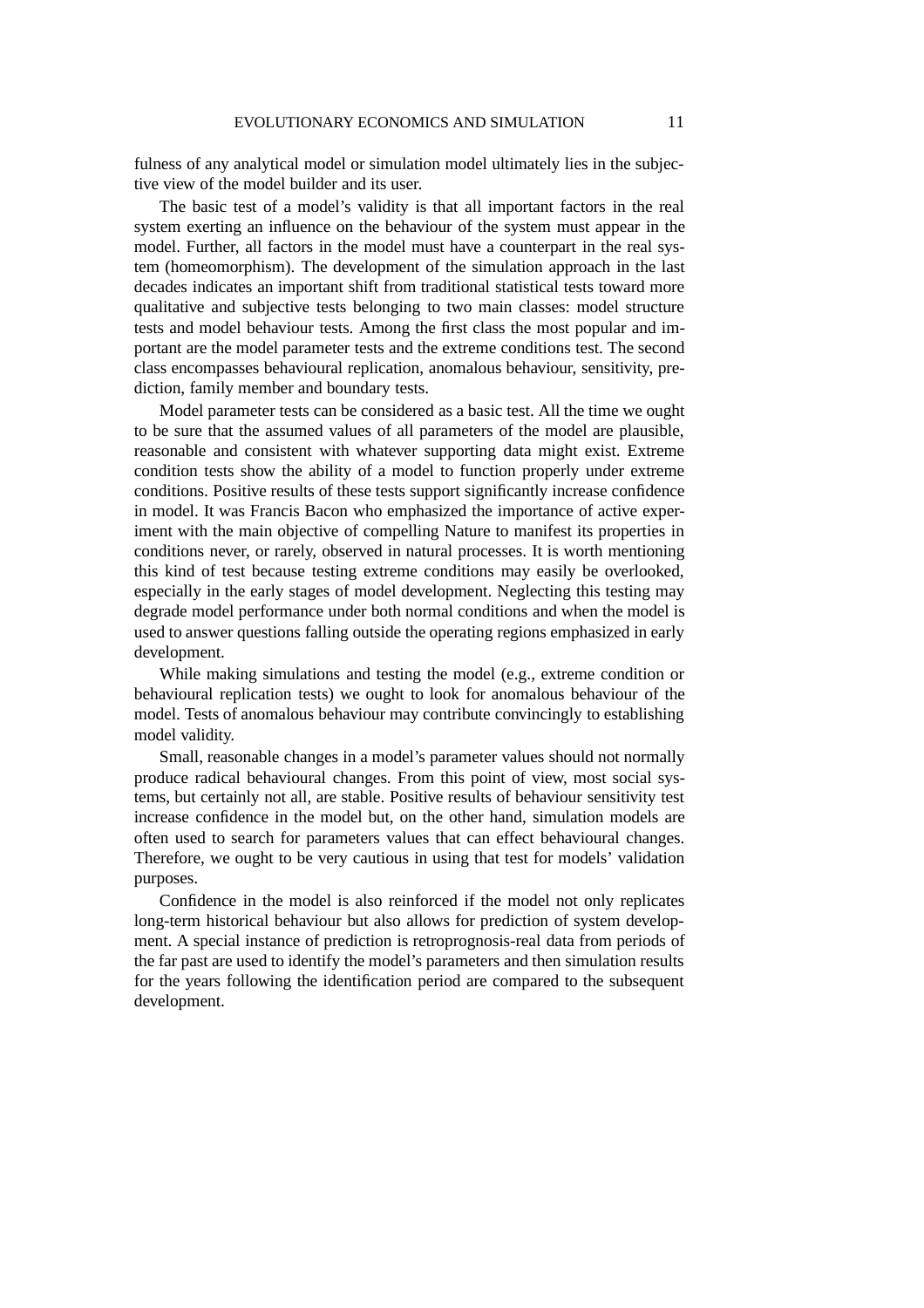fulness of any analytical model or simulation model ultimately lies in the subjective view of the model builder and its user.

The basic test of a model's validity is that all important factors in the real system exerting an influence on the behaviour of the system must appear in the model. Further, all factors in the model must have a counterpart in the real system (homeomorphism). The development of the simulation approach in the last decades indicates an important shift from traditional statistical tests toward more qualitative and subjective tests belonging to two main classes: model structure tests and model behaviour tests. Among the first class the most popular and important are the model parameter tests and the extreme conditions test. The second class encompasses behavioural replication, anomalous behaviour, sensitivity, prediction, family member and boundary tests.

Model parameter tests can be considered as a basic test. All the time we ought to be sure that the assumed values of all parameters of the model are plausible, reasonable and consistent with whatever supporting data might exist. Extreme condition tests show the ability of a model to function properly under extreme conditions. Positive results of these tests support significantly increase confidence in model. It was Francis Bacon who emphasized the importance of active experiment with the main objective of compelling Nature to manifest its properties in conditions never, or rarely, observed in natural processes. It is worth mentioning this kind of test because testing extreme conditions may easily be overlooked, especially in the early stages of model development. Neglecting this testing may degrade model performance under both normal conditions and when the model is used to answer questions falling outside the operating regions emphasized in early development.

While making simulations and testing the model (e.g., extreme condition or behavioural replication tests) we ought to look for anomalous behaviour of the model. Tests of anomalous behaviour may contribute convincingly to establishing model validity.

Small, reasonable changes in a model's parameter values should not normally produce radical behavioural changes. From this point of view, most social systems, but certainly not all, are stable. Positive results of behaviour sensitivity test increase confidence in the model but, on the other hand, simulation models are often used to search for parameters values that can effect behavioural changes. Therefore, we ought to be very cautious in using that test for models' validation purposes.

Confidence in the model is also reinforced if the model not only replicates long-term historical behaviour but also allows for prediction of system development. A special instance of prediction is retroprognosis-real data from periods of the far past are used to identify the model's parameters and then simulation results for the years following the identification period are compared to the subsequent development.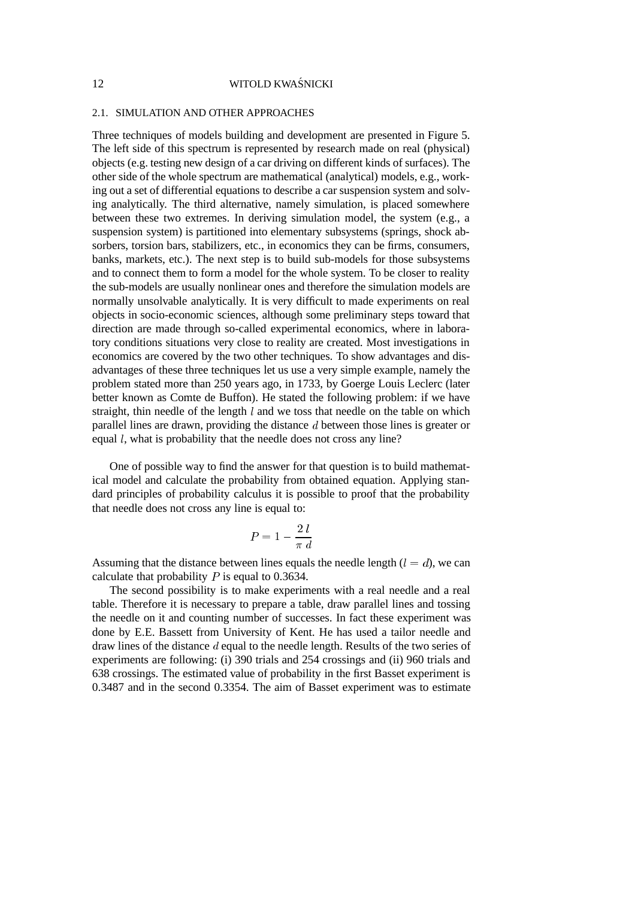### 2.1. SIMULATION AND OTHER APPROACHES

Three techniques of models building and development are presented in Figure 5. The left side of this spectrum is represented by research made on real (physical) objects (e.g. testing new design of a car driving on different kinds of surfaces). The other side of the whole spectrum are mathematical (analytical) models, e.g., working out a set of differential equations to describe a car suspension system and solving analytically. The third alternative, namely simulation, is placed somewhere between these two extremes. In deriving simulation model, the system (e.g., a suspension system) is partitioned into elementary subsystems (springs, shock absorbers, torsion bars, stabilizers, etc., in economics they can be firms, consumers, banks, markets, etc.). The next step is to build sub-models for those subsystems and to connect them to form a model for the whole system. To be closer to reality the sub-models are usually nonlinear ones and therefore the simulation models are normally unsolvable analytically. It is very difficult to made experiments on real objects in socio-economic sciences, although some preliminary steps toward that direction are made through so-called experimental economics, where in laboratory conditions situations very close to reality are created. Most investigations in economics are covered by the two other techniques. To show advantages and disadvantages of these three techniques let us use a very simple example, namely the problem stated more than 250 years ago, in 1733, by Goerge Louis Leclerc (later better known as Comte de Buffon). He stated the following problem: if we have straight, thin needle of the length $l$ and we toss that needle on the table on which parallel lines are drawn, providing the distance $d$ between those lines is greater or equal $l$, what is probability that the needle does not cross any line?

One of possible way to find the answer for that question is to build mathematical model and calculate the probability from obtained equation. Applying standard principles of probability calculus it is possible to proof that the probability that needle does not cross any line is equal to:

$$P = 1 - \frac{2\,l}{\pi\;d}$$

Assuming that the distance between lines equals the needle length ($l = d$), we can calculate that probability $P$ is equal to 0.3634.

The second possibility is to make experiments with a real needle and a real table. Therefore it is necessary to prepare a table, draw parallel lines and tossing the needle on it and counting number of successes. In fact these experiment was done by E.E. Bassett from University of Kent. He has used a tailor needle and draw lines of the distance $d$ equal to the needle length. Results of the two series of experiments are following: (i) 390 trials and 254 crossings and (ii) 960 trials and 638 crossings. The estimated value of probability in the first Basset experiment is 0.3487 and in the second 0.3354. The aim of Basset experiment was to estimate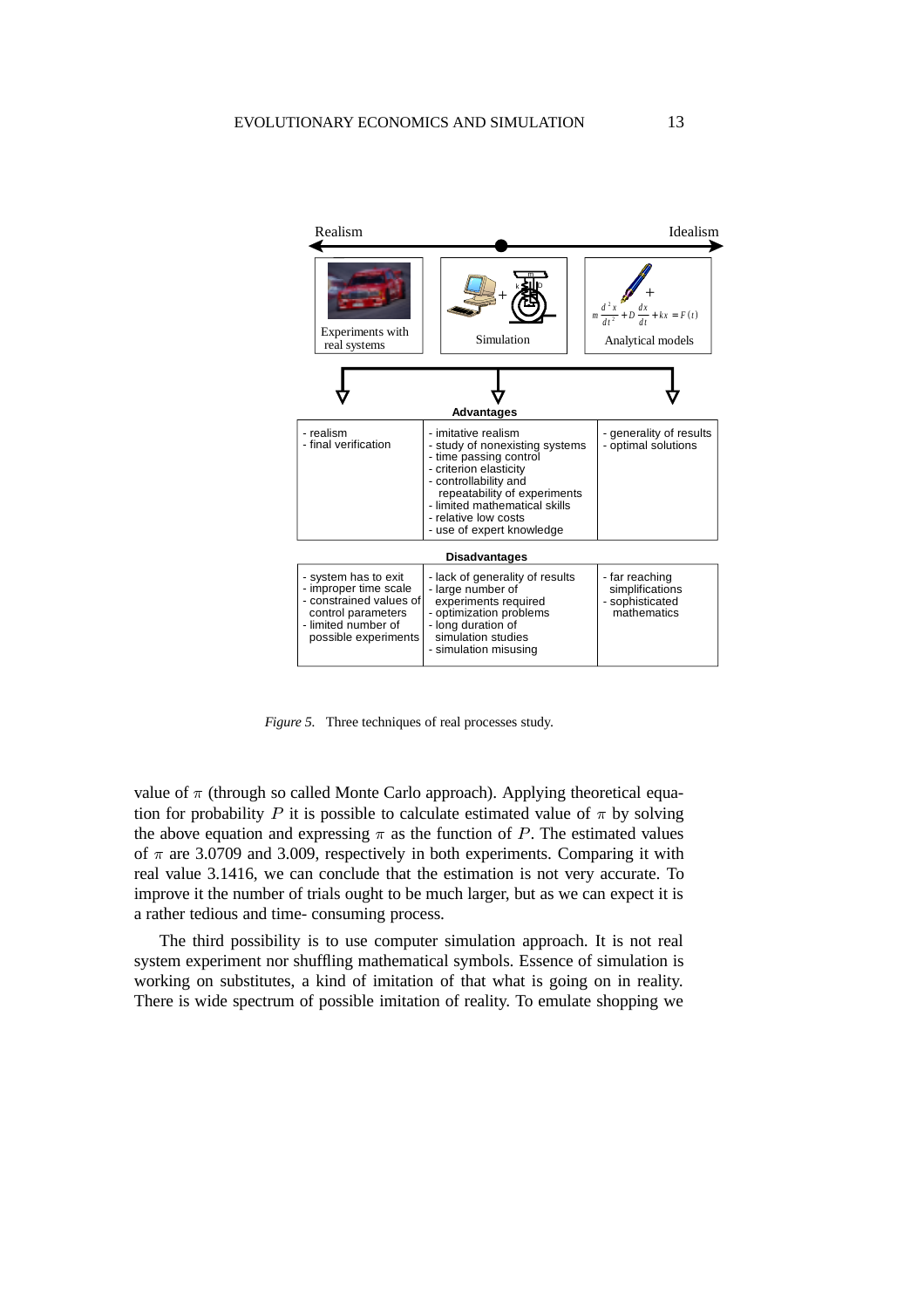Realism ⟷ Idealism

| Experiments with real systems | Simulation | Analytical models |
|---|---|---|

$$m\frac{d^2x}{dt^2} + D\frac{dx}{dt} + kx = F(t)$$

**Advantages**

| Experiments with real systems | Simulation | Analytical models |
|---|---|---|
| - realism<br>- final verification | - imitative realism<br>- study of nonexisting systems<br>- time passing control<br>- criterion elasticity<br>- controllability and repeatability of experiments<br>- limited mathematical skills<br>- relative low costs<br>- use of expert knowledge | - generality of results<br>- optimal solutions |

**Disadvantages**

| Experiments with real systems | Simulation | Analytical models |
|---|---|---|
| - system has to exit<br>- improper time scale<br>- constrained values of control parameters<br>- limited number of possible experiments | - lack of generality of results<br>- large number of experiments required<br>- optimization problems<br>- long duration of simulation studies<br>- simulation misusing | - far reaching simplifications<br>- sophisticated mathematics |

*Figure 5.* Three techniques of real processes study.

value of $\pi$ (through so called Monte Carlo approach). Applying theoretical equation for probability $P$ it is possible to calculate estimated value of $\pi$ by solving the above equation and expressing $\pi$ as the function of $P$. The estimated values of $\pi$ are 3.0709 and 3.009, respectively in both experiments. Comparing it with real value 3.1416, we can conclude that the estimation is not very accurate. To improve it the number of trials ought to be much larger, but as we can expect it is a rather tedious and time- consuming process.

The third possibility is to use computer simulation approach. It is not real system experiment nor shuffling mathematical symbols. Essence of simulation is working on substitutes, a kind of imitation of that what is going on in reality. There is wide spectrum of possible imitation of reality. To emulate shopping we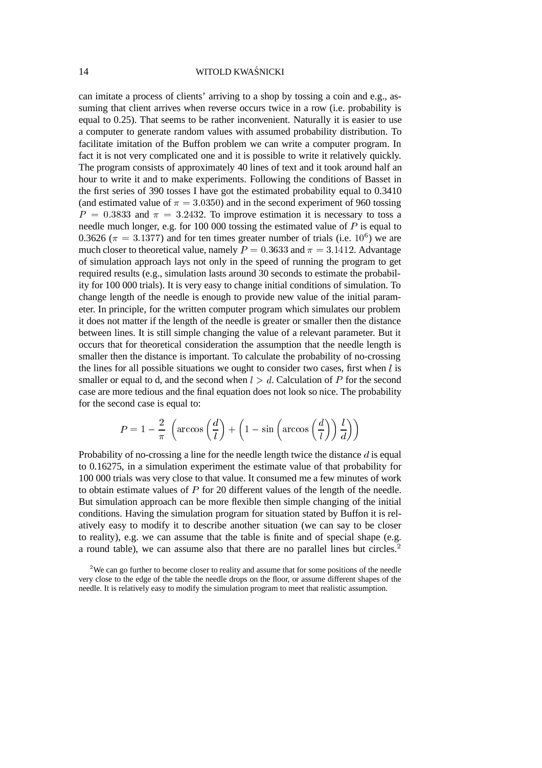can imitate a process of clients' arriving to a shop by tossing a coin and e.g., assuming that client arrives when reverse occurs twice in a row (i.e. probability is equal to 0.25). That seems to be rather inconvenient. Naturally it is easier to use a computer to generate random values with assumed probability distribution. To facilitate imitation of the Buffon problem we can write a computer program. In fact it is not very complicated one and it is possible to write it relatively quickly. The program consists of approximately 40 lines of text and it took around half an hour to write it and to make experiments. Following the conditions of Basset in the first series of 390 tosses I have got the estimated probability equal to 0.3410 (and estimated value of $\pi = 3.0350$) and in the second experiment of 960 tossing $P = 0.3833$ and $\pi = 3.2432$. To improve estimation it is necessary to toss a needle much longer, e.g. for 100 000 tossing the estimated value of $P$ is equal to 0.3626 ($\pi = 3.1377$) and for ten times greater number of trials (i.e. $10^6$) we are much closer to theoretical value, namely $P = 0.3633$ and $\pi = 3.1412$. Advantage of simulation approach lays not only in the speed of running the program to get required results (e.g., simulation lasts around 30 seconds to estimate the probability for 100 000 trials). It is very easy to change initial conditions of simulation. To change length of the needle is enough to provide new value of the initial parameter. In principle, for the written computer program which simulates our problem it does not matter if the length of the needle is greater or smaller then the distance between lines. It is still simple changing the value of a relevant parameter. But it occurs that for theoretical consideration the assumption that the needle length is smaller then the distance is important. To calculate the probability of no-crossing the lines for all possible situations we ought to consider two cases, first when $l$ is smaller or equal to d, and the second when $l > d$. Calculation of $P$ for the second case are more tedious and the final equation does not look so nice. The probability for the second case is equal to:

$$P = 1 - \frac{2}{\pi} \left( \arccos\left(\frac{d}{l}\right) + \left(1 - \sin\left(\arccos\left(\frac{d}{l}\right)\right)\frac{l}{d}\right)\right)$$

Probability of no-crossing a line for the needle length twice the distance $d$ is equal to 0.16275, in a simulation experiment the estimate value of that probability for 100 000 trials was very close to that value. It consumed me a few minutes of work to obtain estimate values of $P$ for 20 different values of the length of the needle. But simulation approach can be more flexible then simple changing of the initial conditions. Having the simulation program for situation stated by Buffon it is relatively easy to modify it to describe another situation (we can say to be closer to reality), e.g. we can assume that the table is finite and of special shape (e.g. a round table), we can assume also that there are no parallel lines but circles.[2]

[2]We can go further to become closer to reality and assume that for some positions of the needle very close to the edge of the table the needle drops on the floor, or assume different shapes of the needle. It is relatively easy to modify the simulation program to meet that realistic assumption.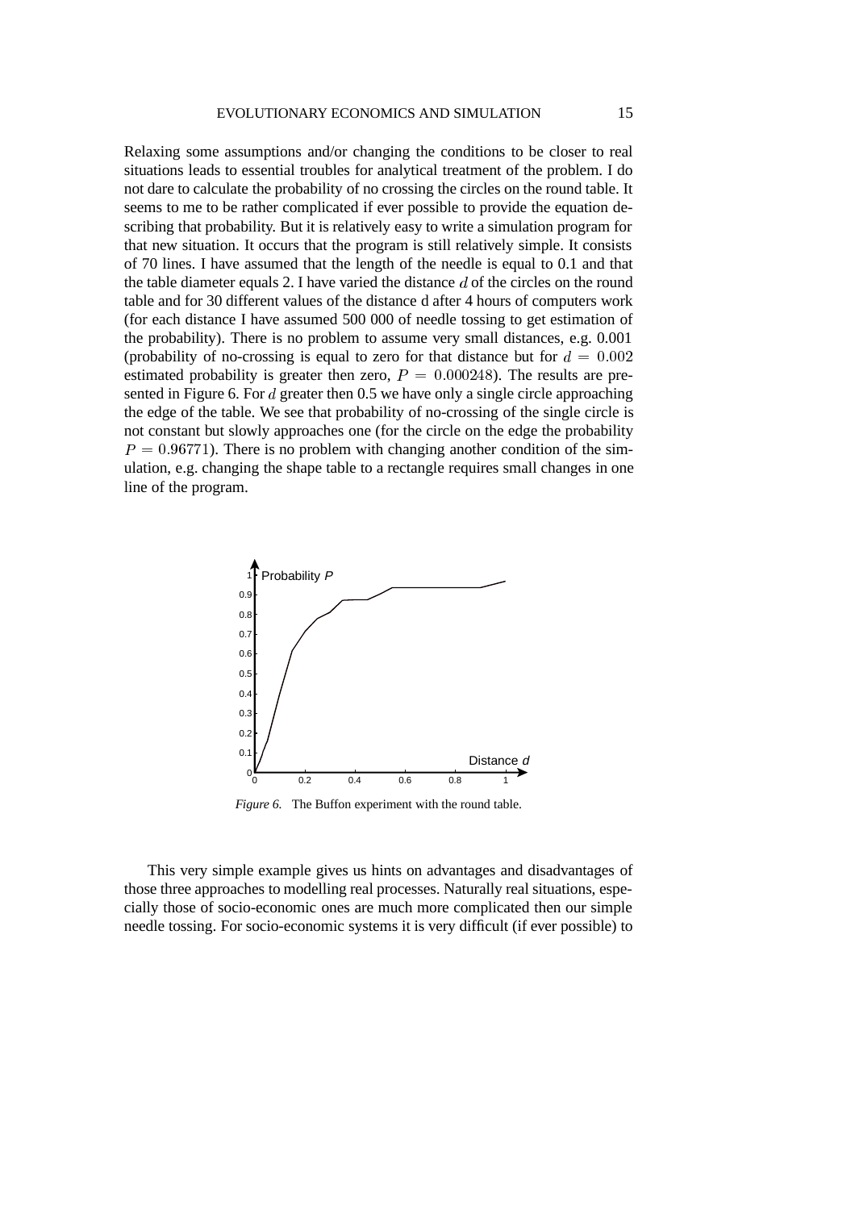Relaxing some assumptions and/or changing the conditions to be closer to real situations leads to essential troubles for analytical treatment of the problem. I do not dare to calculate the probability of no crossing the circles on the round table. It seems to me to be rather complicated if ever possible to provide the equation describing that probability. But it is relatively easy to write a simulation program for that new situation. It occurs that the program is still relatively simple. It consists of 70 lines. I have assumed that the length of the needle is equal to 0.1 and that the table diameter equals 2. I have varied the distance $d$ of the circles on the round table and for 30 different values of the distance d after 4 hours of computers work (for each distance I have assumed 500 000 of needle tossing to get estimation of the probability). There is no problem to assume very small distances, e.g. 0.001 (probability of no-crossing is equal to zero for that distance but for $d = 0.002$ estimated probability is greater then zero, $P = 0.000248$). The results are presented in Figure 6. For $d$ greater then 0.5 we have only a single circle approaching the edge of the table. We see that probability of no-crossing of the single circle is not constant but slowly approaches one (for the circle on the edge the probability $P = 0.96771$). There is no problem with changing another condition of the simulation, e.g. changing the shape table to a rectangle requires small changes in one line of the program.

*Figure 6.* The Buffon experiment with the round table.

This very simple example gives us hints on advantages and disadvantages of those three approaches to modelling real processes. Naturally real situations, especially those of socio-economic ones are much more complicated then our simple needle tossing. For socio-economic systems it is very difficult (if ever possible) to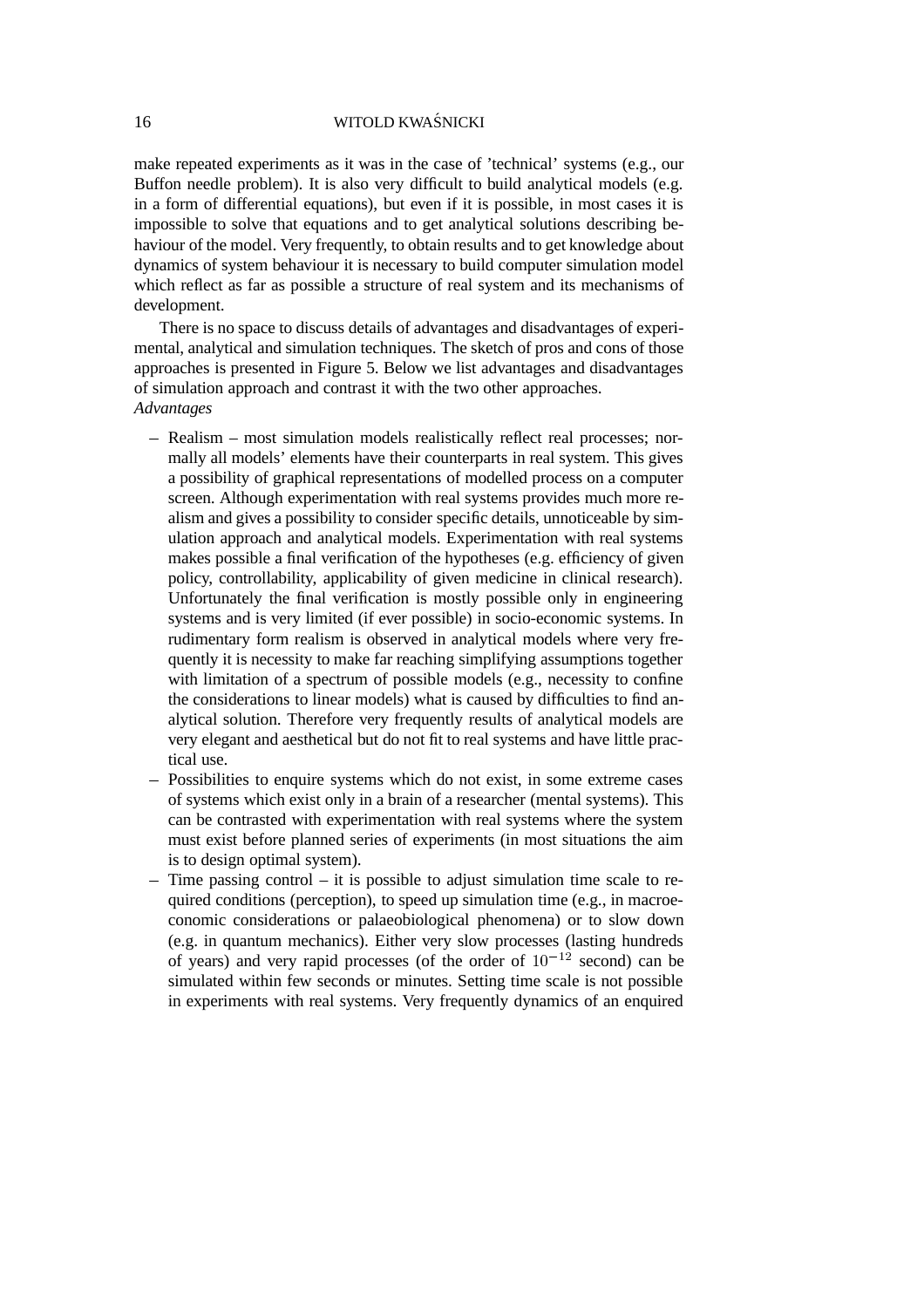make repeated experiments as it was in the case of 'technical' systems (e.g., our Buffon needle problem). It is also very difficult to build analytical models (e.g. in a form of differential equations), but even if it is possible, in most cases it is impossible to solve that equations and to get analytical solutions describing behaviour of the model. Very frequently, to obtain results and to get knowledge about dynamics of system behaviour it is necessary to build computer simulation model which reflect as far as possible a structure of real system and its mechanisms of development.

There is no space to discuss details of advantages and disadvantages of experimental, analytical and simulation techniques. The sketch of pros and cons of those approaches is presented in Figure 5. Below we list advantages and disadvantages of simulation approach and contrast it with the two other approaches.

*Advantages*

- Realism – most simulation models realistically reflect real processes; normally all models' elements have their counterparts in real system. This gives a possibility of graphical representations of modelled process on a computer screen. Although experimentation with real systems provides much more realism and gives a possibility to consider specific details, unnoticeable by simulation approach and analytical models. Experimentation with real systems makes possible a final verification of the hypotheses (e.g. efficiency of given policy, controllability, applicability of given medicine in clinical research). Unfortunately the final verification is mostly possible only in engineering systems and is very limited (if ever possible) in socio-economic systems. In rudimentary form realism is observed in analytical models where very frequently it is necessity to make far reaching simplifying assumptions together with limitation of a spectrum of possible models (e.g., necessity to confine the considerations to linear models) what is caused by difficulties to find analytical solution. Therefore very frequently results of analytical models are very elegant and aesthetical but do not fit to real systems and have little practical use.
- Possibilities to enquire systems which do not exist, in some extreme cases of systems which exist only in a brain of a researcher (mental systems). This can be contrasted with experimentation with real systems where the system must exist before planned series of experiments (in most situations the aim is to design optimal system).
- Time passing control – it is possible to adjust simulation time scale to required conditions (perception), to speed up simulation time (e.g., in macroeconomic considerations or palaeobiological phenomena) or to slow down (e.g. in quantum mechanics). Either very slow processes (lasting hundreds of years) and very rapid processes (of the order of $10^{-12}$ second) can be simulated within few seconds or minutes. Setting time scale is not possible in experiments with real systems. Very frequently dynamics of an enquired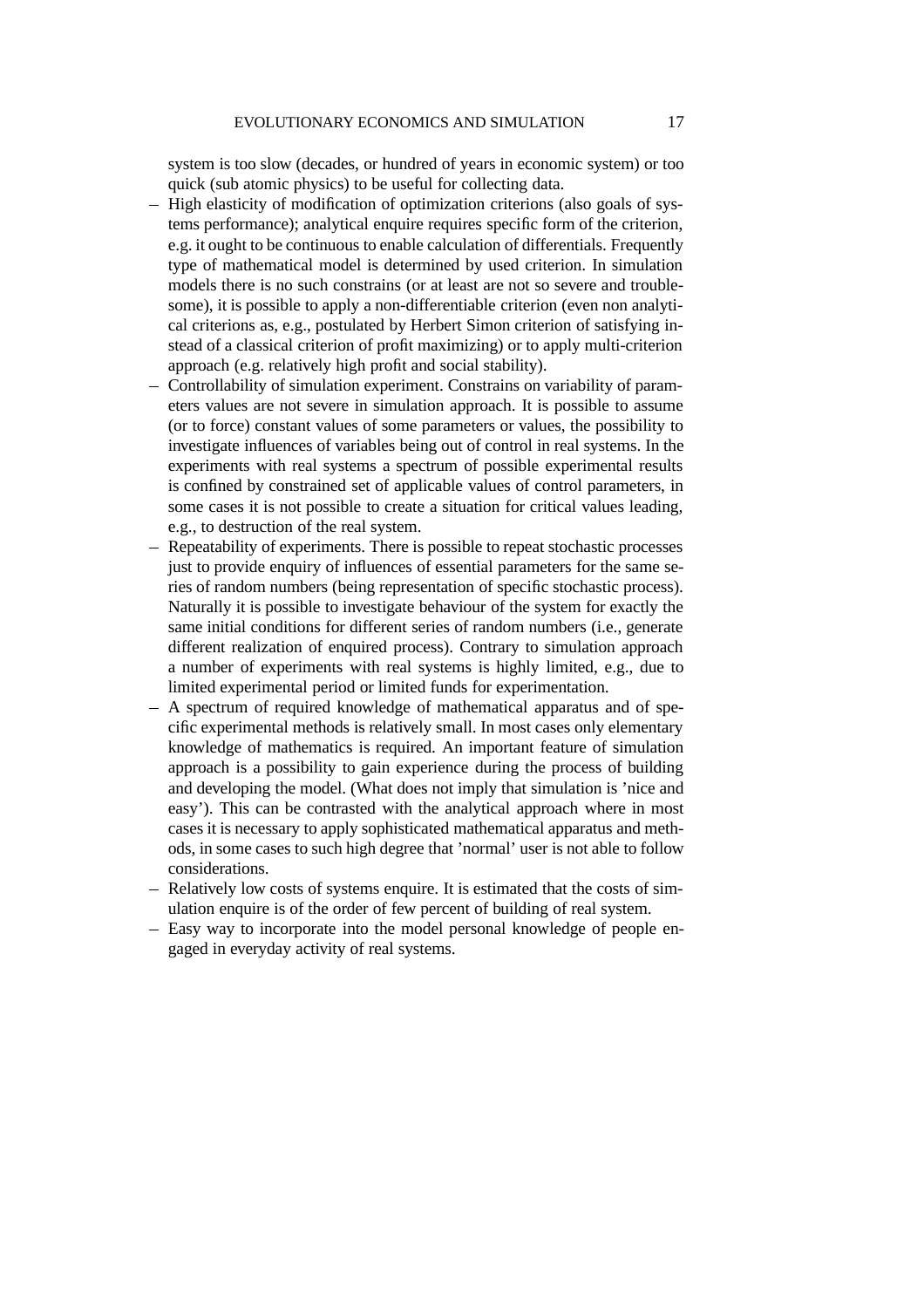system is too slow (decades, or hundred of years in economic system) or too quick (sub atomic physics) to be useful for collecting data.

– High elasticity of modification of optimization criterions (also goals of systems performance); analytical enquire requires specific form of the criterion, e.g. it ought to be continuous to enable calculation of differentials. Frequently type of mathematical model is determined by used criterion. In simulation models there is no such constrains (or at least are not so severe and troublesome), it is possible to apply a non-differentiable criterion (even non analytical criterions as, e.g., postulated by Herbert Simon criterion of satisfying instead of a classical criterion of profit maximizing) or to apply multi-criterion approach (e.g. relatively high profit and social stability).
– Controllability of simulation experiment. Constrains on variability of parameters values are not severe in simulation approach. It is possible to assume (or to force) constant values of some parameters or values, the possibility to investigate influences of variables being out of control in real systems. In the experiments with real systems a spectrum of possible experimental results is confined by constrained set of applicable values of control parameters, in some cases it is not possible to create a situation for critical values leading, e.g., to destruction of the real system.
– Repeatability of experiments. There is possible to repeat stochastic processes just to provide enquiry of influences of essential parameters for the same series of random numbers (being representation of specific stochastic process). Naturally it is possible to investigate behaviour of the system for exactly the same initial conditions for different series of random numbers (i.e., generate different realization of enquired process). Contrary to simulation approach a number of experiments with real systems is highly limited, e.g., due to limited experimental period or limited funds for experimentation.
– A spectrum of required knowledge of mathematical apparatus and of specific experimental methods is relatively small. In most cases only elementary knowledge of mathematics is required. An important feature of simulation approach is a possibility to gain experience during the process of building and developing the model. (What does not imply that simulation is 'nice and easy'). This can be contrasted with the analytical approach where in most cases it is necessary to apply sophisticated mathematical apparatus and methods, in some cases to such high degree that 'normal' user is not able to follow considerations.
– Relatively low costs of systems enquire. It is estimated that the costs of simulation enquire is of the order of few percent of building of real system.
– Easy way to incorporate into the model personal knowledge of people engaged in everyday activity of real systems.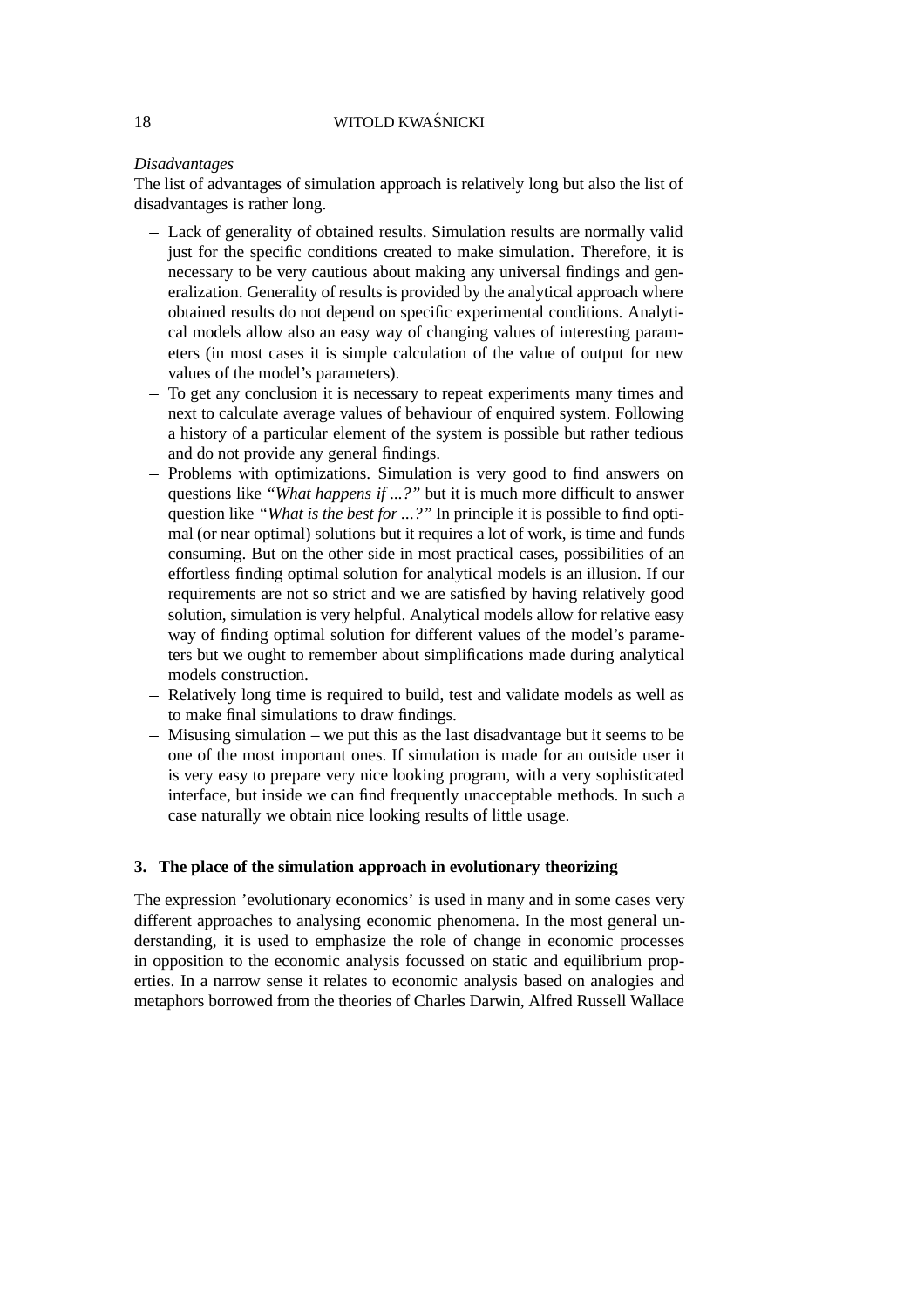*Disadvantages*

The list of advantages of simulation approach is relatively long but also the list of disadvantages is rather long.

- Lack of generality of obtained results. Simulation results are normally valid just for the specific conditions created to make simulation. Therefore, it is necessary to be very cautious about making any universal findings and generalization. Generality of results is provided by the analytical approach where obtained results do not depend on specific experimental conditions. Analytical models allow also an easy way of changing values of interesting parameters (in most cases it is simple calculation of the value of output for new values of the model's parameters).
- To get any conclusion it is necessary to repeat experiments many times and next to calculate average values of behaviour of enquired system. Following a history of a particular element of the system is possible but rather tedious and do not provide any general findings.
- Problems with optimizations. Simulation is very good to find answers on questions like *"What happens if ...?"* but it is much more difficult to answer question like *"What is the best for ...?"* In principle it is possible to find optimal (or near optimal) solutions but it requires a lot of work, is time and funds consuming. But on the other side in most practical cases, possibilities of an effortless finding optimal solution for analytical models is an illusion. If our requirements are not so strict and we are satisfied by having relatively good solution, simulation is very helpful. Analytical models allow for relative easy way of finding optimal solution for different values of the model's parameters but we ought to remember about simplifications made during analytical models construction.
- Relatively long time is required to build, test and validate models as well as to make final simulations to draw findings.
- Misusing simulation – we put this as the last disadvantage but it seems to be one of the most important ones. If simulation is made for an outside user it is very easy to prepare very nice looking program, with a very sophisticated interface, but inside we can find frequently unacceptable methods. In such a case naturally we obtain nice looking results of little usage.

## 3. The place of the simulation approach in evolutionary theorizing

The expression 'evolutionary economics' is used in many and in some cases very different approaches to analysing economic phenomena. In the most general understanding, it is used to emphasize the role of change in economic processes in opposition to the economic analysis focussed on static and equilibrium properties. In a narrow sense it relates to economic analysis based on analogies and metaphors borrowed from the theories of Charles Darwin, Alfred Russell Wallace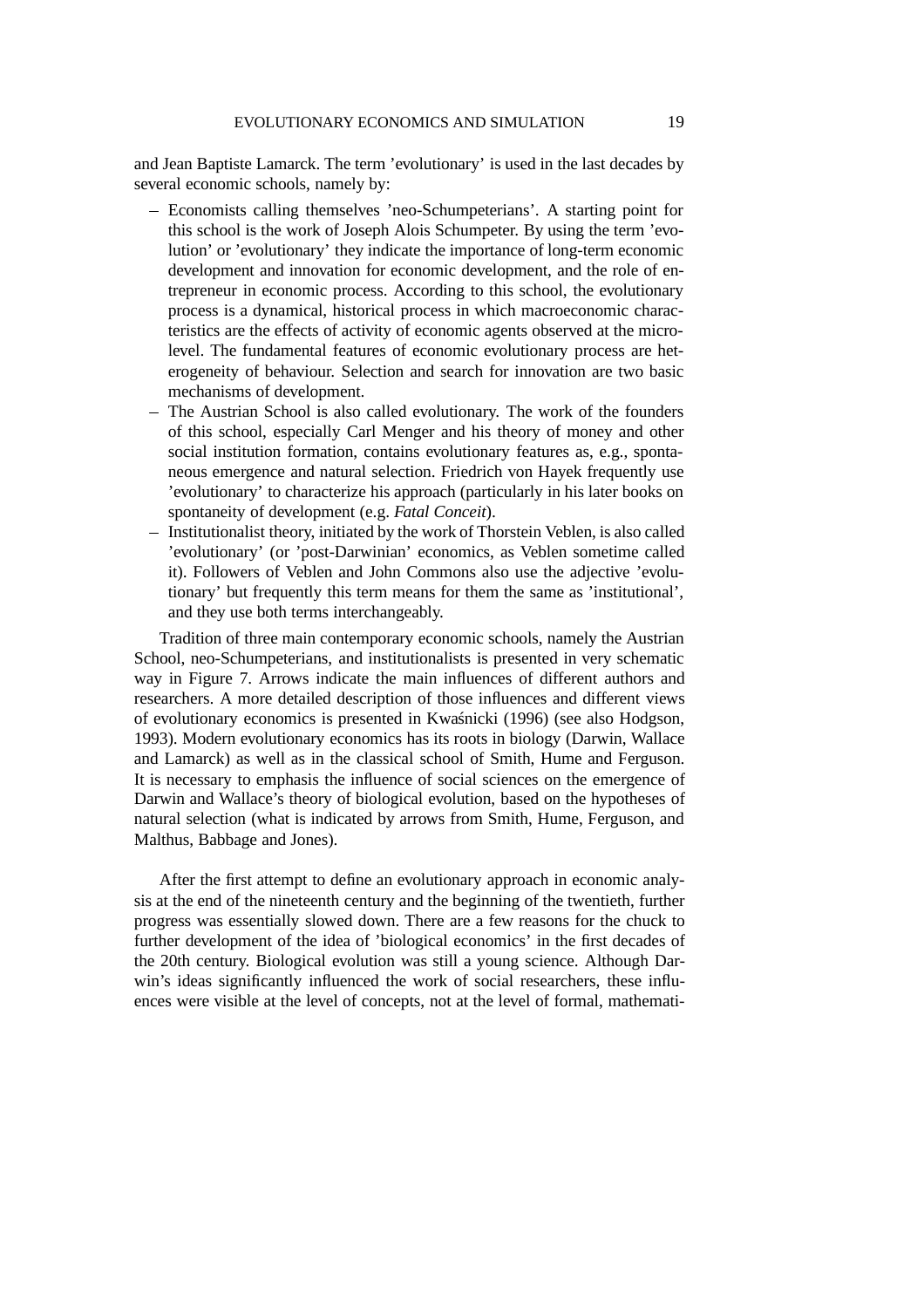and Jean Baptiste Lamarck. The term 'evolutionary' is used in the last decades by several economic schools, namely by:

- Economists calling themselves 'neo-Schumpeterians'. A starting point for this school is the work of Joseph Alois Schumpeter. By using the term 'evolution' or 'evolutionary' they indicate the importance of long-term economic development and innovation for economic development, and the role of entrepreneur in economic process. According to this school, the evolutionary process is a dynamical, historical process in which macroeconomic characteristics are the effects of activity of economic agents observed at the micro-level. The fundamental features of economic evolutionary process are heterogeneity of behaviour. Selection and search for innovation are two basic mechanisms of development.
- The Austrian School is also called evolutionary. The work of the founders of this school, especially Carl Menger and his theory of money and other social institution formation, contains evolutionary features as, e.g., spontaneous emergence and natural selection. Friedrich von Hayek frequently use 'evolutionary' to characterize his approach (particularly in his later books on spontaneity of development (e.g. *Fatal Conceit*).
- Institutionalist theory, initiated by the work of Thorstein Veblen, is also called 'evolutionary' (or 'post-Darwinian' economics, as Veblen sometime called it). Followers of Veblen and John Commons also use the adjective 'evolutionary' but frequently this term means for them the same as 'institutional', and they use both terms interchangeably.

Tradition of three main contemporary economic schools, namely the Austrian School, neo-Schumpeterians, and institutionalists is presented in very schematic way in Figure 7. Arrows indicate the main influences of different authors and researchers. A more detailed description of those influences and different views of evolutionary economics is presented in Kwaśnicki (1996) (see also Hodgson, 1993). Modern evolutionary economics has its roots in biology (Darwin, Wallace and Lamarck) as well as in the classical school of Smith, Hume and Ferguson. It is necessary to emphasis the influence of social sciences on the emergence of Darwin and Wallace's theory of biological evolution, based on the hypotheses of natural selection (what is indicated by arrows from Smith, Hume, Ferguson, and Malthus, Babbage and Jones).

After the first attempt to define an evolutionary approach in economic analysis at the end of the nineteenth century and the beginning of the twentieth, further progress was essentially slowed down. There are a few reasons for the chuck to further development of the idea of 'biological economics' in the first decades of the 20th century. Biological evolution was still a young science. Although Darwin's ideas significantly influenced the work of social researchers, these influences were visible at the level of concepts, not at the level of formal, mathemati-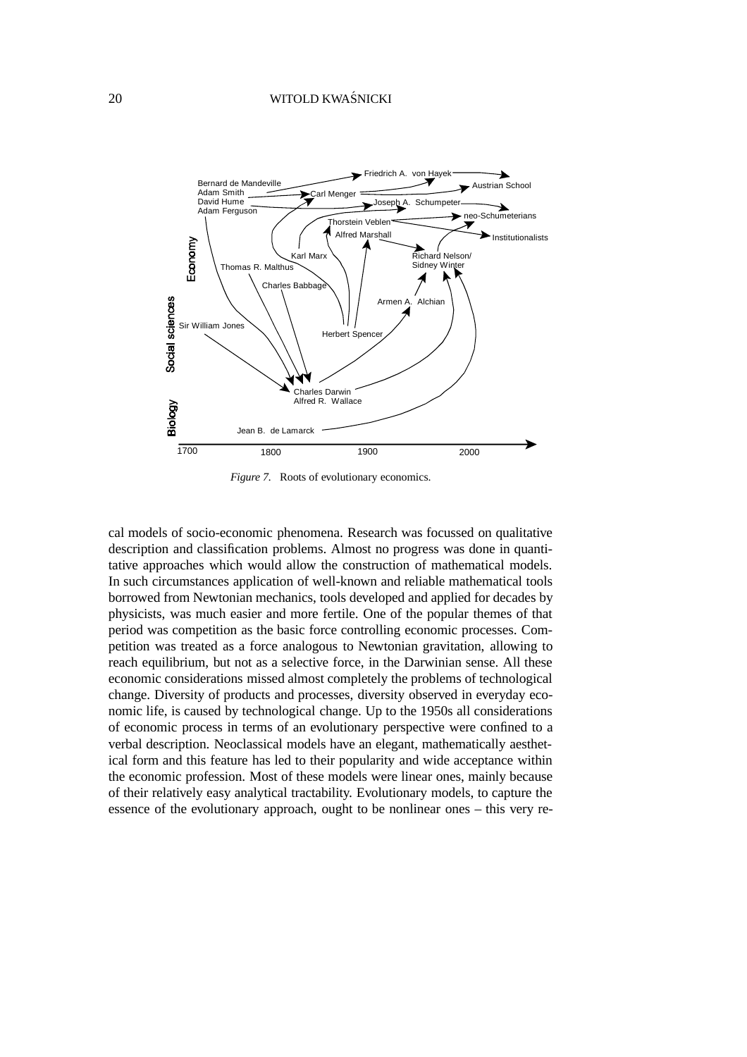*Figure 7.* Roots of evolutionary economics.

cal models of socio-economic phenomena. Research was focussed on qualitative description and classification problems. Almost no progress was done in quantitative approaches which would allow the construction of mathematical models. In such circumstances application of well-known and reliable mathematical tools borrowed from Newtonian mechanics, tools developed and applied for decades by physicists, was much easier and more fertile. One of the popular themes of that period was competition as the basic force controlling economic processes. Competition was treated as a force analogous to Newtonian gravitation, allowing to reach equilibrium, but not as a selective force, in the Darwinian sense. All these economic considerations missed almost completely the problems of technological change. Diversity of products and processes, diversity observed in everyday economic life, is caused by technological change. Up to the 1950s all considerations of economic process in terms of an evolutionary perspective were confined to a verbal description. Neoclassical models have an elegant, mathematically aesthetical form and this feature has led to their popularity and wide acceptance within the economic profession. Most of these models were linear ones, mainly because of their relatively easy analytical tractability. Evolutionary models, to capture the essence of the evolutionary approach, ought to be nonlinear ones – this very re-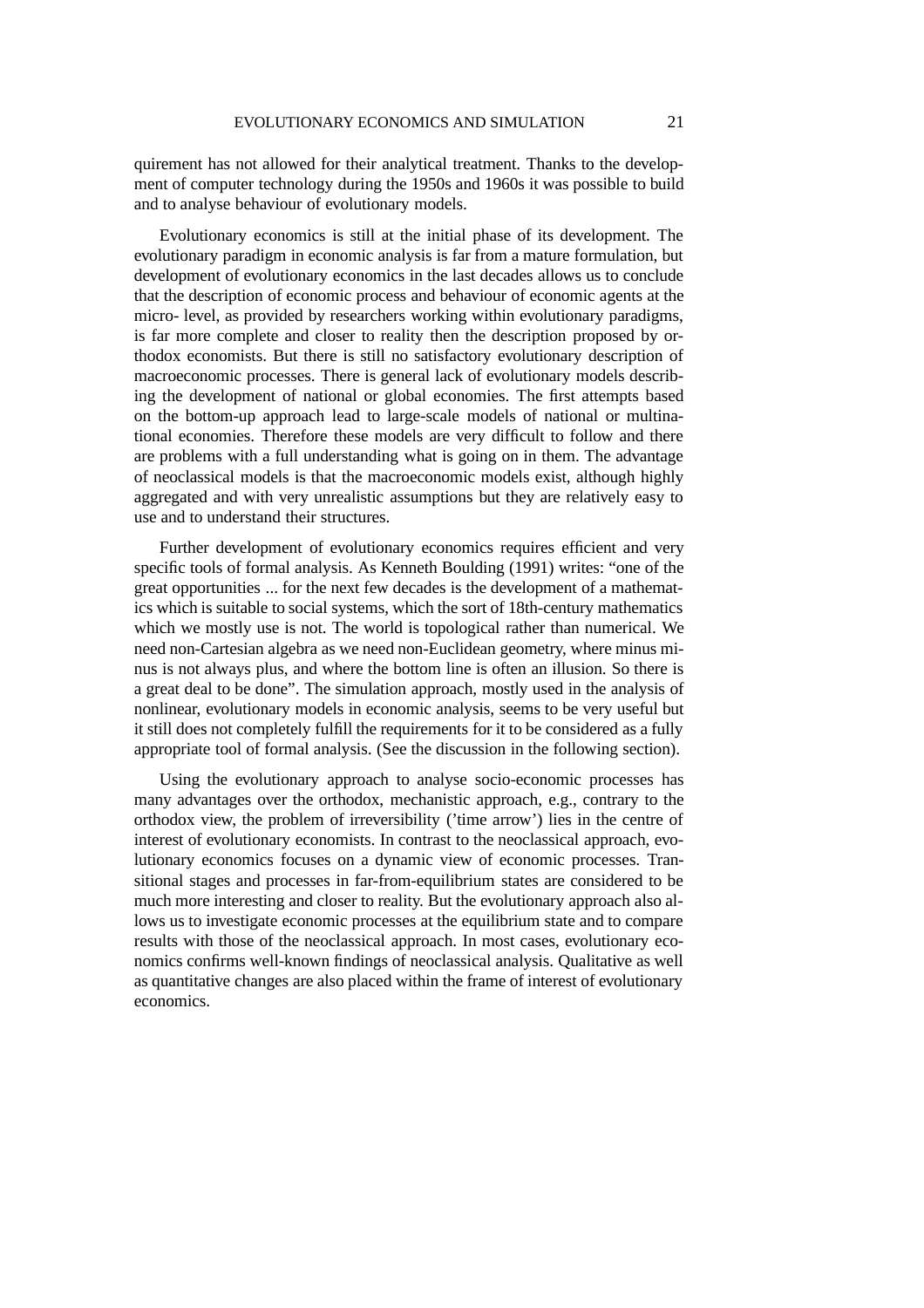quirement has not allowed for their analytical treatment. Thanks to the development of computer technology during the 1950s and 1960s it was possible to build and to analyse behaviour of evolutionary models.

Evolutionary economics is still at the initial phase of its development. The evolutionary paradigm in economic analysis is far from a mature formulation, but development of evolutionary economics in the last decades allows us to conclude that the description of economic process and behaviour of economic agents at the micro- level, as provided by researchers working within evolutionary paradigms, is far more complete and closer to reality then the description proposed by orthodox economists. But there is still no satisfactory evolutionary description of macroeconomic processes. There is general lack of evolutionary models describing the development of national or global economies. The first attempts based on the bottom-up approach lead to large-scale models of national or multinational economies. Therefore these models are very difficult to follow and there are problems with a full understanding what is going on in them. The advantage of neoclassical models is that the macroeconomic models exist, although highly aggregated and with very unrealistic assumptions but they are relatively easy to use and to understand their structures.

Further development of evolutionary economics requires efficient and very specific tools of formal analysis. As Kenneth Boulding (1991) writes: "one of the great opportunities ... for the next few decades is the development of a mathematics which is suitable to social systems, which the sort of 18th-century mathematics which we mostly use is not. The world is topological rather than numerical. We need non-Cartesian algebra as we need non-Euclidean geometry, where minus minus is not always plus, and where the bottom line is often an illusion. So there is a great deal to be done". The simulation approach, mostly used in the analysis of nonlinear, evolutionary models in economic analysis, seems to be very useful but it still does not completely fulfill the requirements for it to be considered as a fully appropriate tool of formal analysis. (See the discussion in the following section).

Using the evolutionary approach to analyse socio-economic processes has many advantages over the orthodox, mechanistic approach, e.g., contrary to the orthodox view, the problem of irreversibility ('time arrow') lies in the centre of interest of evolutionary economists. In contrast to the neoclassical approach, evolutionary economics focuses on a dynamic view of economic processes. Transitional stages and processes in far-from-equilibrium states are considered to be much more interesting and closer to reality. But the evolutionary approach also allows us to investigate economic processes at the equilibrium state and to compare results with those of the neoclassical approach. In most cases, evolutionary economics confirms well-known findings of neoclassical analysis. Qualitative as well as quantitative changes are also placed within the frame of interest of evolutionary economics.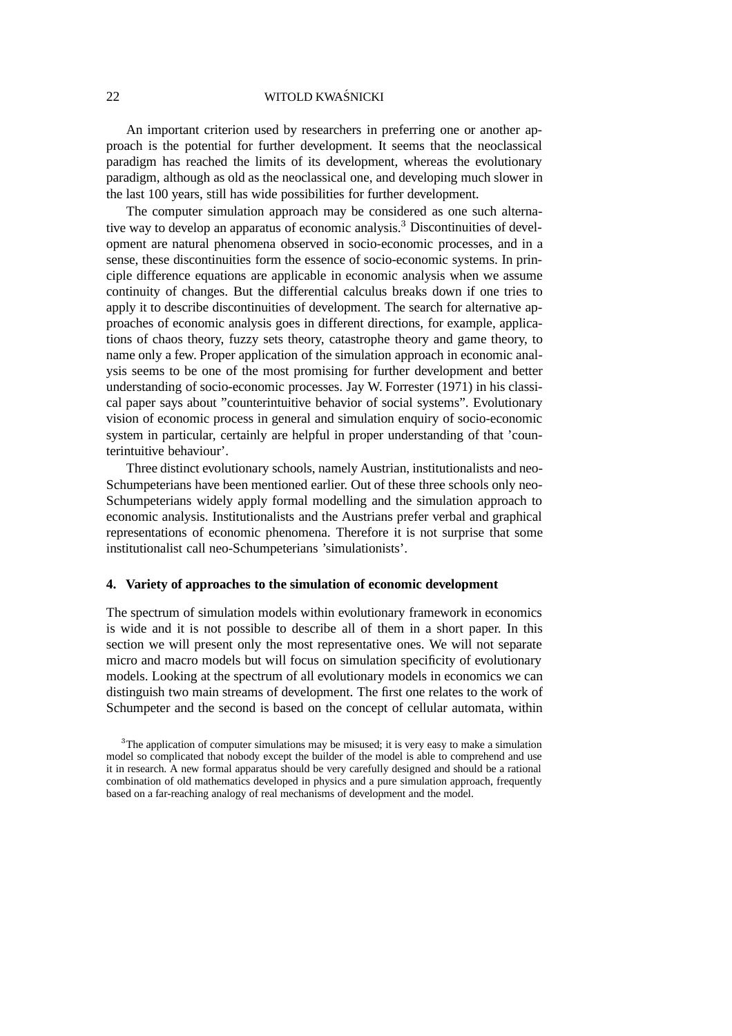An important criterion used by researchers in preferring one or another approach is the potential for further development. It seems that the neoclassical paradigm has reached the limits of its development, whereas the evolutionary paradigm, although as old as the neoclassical one, and developing much slower in the last 100 years, still has wide possibilities for further development.

The computer simulation approach may be considered as one such alternative way to develop an apparatus of economic analysis.[3] Discontinuities of development are natural phenomena observed in socio-economic processes, and in a sense, these discontinuities form the essence of socio-economic systems. In principle difference equations are applicable in economic analysis when we assume continuity of changes. But the differential calculus breaks down if one tries to apply it to describe discontinuities of development. The search for alternative approaches of economic analysis goes in different directions, for example, applications of chaos theory, fuzzy sets theory, catastrophe theory and game theory, to name only a few. Proper application of the simulation approach in economic analysis seems to be one of the most promising for further development and better understanding of socio-economic processes. Jay W. Forrester (1971) in his classical paper says about "counterintuitive behavior of social systems". Evolutionary vision of economic process in general and simulation enquiry of socio-economic system in particular, certainly are helpful in proper understanding of that 'counterintuitive behaviour'.

Three distinct evolutionary schools, namely Austrian, institutionalists and neo-Schumpeterians have been mentioned earlier. Out of these three schools only neo-Schumpeterians widely apply formal modelling and the simulation approach to economic analysis. Institutionalists and the Austrians prefer verbal and graphical representations of economic phenomena. Therefore it is not surprise that some institutionalist call neo-Schumpeterians 'simulationists'.

## 4. Variety of approaches to the simulation of economic development

The spectrum of simulation models within evolutionary framework in economics is wide and it is not possible to describe all of them in a short paper. In this section we will present only the most representative ones. We will not separate micro and macro models but will focus on simulation specificity of evolutionary models. Looking at the spectrum of all evolutionary models in economics we can distinguish two main streams of development. The first one relates to the work of Schumpeter and the second is based on the concept of cellular automata, within

[3] The application of computer simulations may be misused; it is very easy to make a simulation model so complicated that nobody except the builder of the model is able to comprehend and use it in research. A new formal apparatus should be very carefully designed and should be a rational combination of old mathematics developed in physics and a pure simulation approach, frequently based on a far-reaching analogy of real mechanisms of development and the model.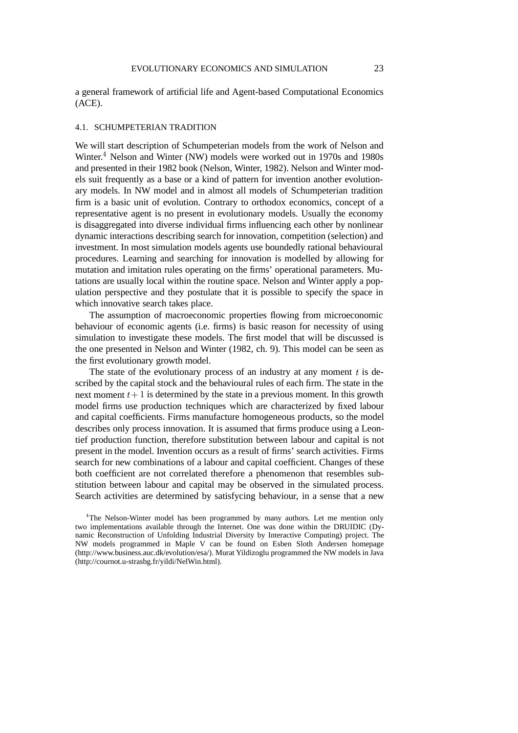a general framework of artificial life and Agent-based Computational Economics (ACE).

### 4.1. SCHUMPETERIAN TRADITION

We will start description of Schumpeterian models from the work of Nelson and Winter.[4] Nelson and Winter (NW) models were worked out in 1970s and 1980s and presented in their 1982 book (Nelson, Winter, 1982). Nelson and Winter models suit frequently as a base or a kind of pattern for invention another evolutionary models. In NW model and in almost all models of Schumpeterian tradition firm is a basic unit of evolution. Contrary to orthodox economics, concept of a representative agent is no present in evolutionary models. Usually the economy is disaggregated into diverse individual firms influencing each other by nonlinear dynamic interactions describing search for innovation, competition (selection) and investment. In most simulation models agents use boundedly rational behavioural procedures. Learning and searching for innovation is modelled by allowing for mutation and imitation rules operating on the firms' operational parameters. Mutations are usually local within the routine space. Nelson and Winter apply a population perspective and they postulate that it is possible to specify the space in which innovative search takes place.

The assumption of macroeconomic properties flowing from microeconomic behaviour of economic agents (i.e. firms) is basic reason for necessity of using simulation to investigate these models. The first model that will be discussed is the one presented in Nelson and Winter (1982, ch. 9). This model can be seen as the first evolutionary growth model.

The state of the evolutionary process of an industry at any moment $t$ is described by the capital stock and the behavioural rules of each firm. The state in the next moment $t+1$ is determined by the state in a previous moment. In this growth model firms use production techniques which are characterized by fixed labour and capital coefficients. Firms manufacture homogeneous products, so the model describes only process innovation. It is assumed that firms produce using a Leontief production function, therefore substitution between labour and capital is not present in the model. Invention occurs as a result of firms' search activities. Firms search for new combinations of a labour and capital coefficient. Changes of these both coefficient are not correlated therefore a phenomenon that resembles substitution between labour and capital may be observed in the simulated process. Search activities are determined by satisfycing behaviour, in a sense that a new

[4] The Nelson-Winter model has been programmed by many authors. Let me mention only two implementations available through the Internet. One was done within the DRUIDIC (Dynamic Reconstruction of Unfolding Industrial Diversity by Interactive Computing) project. The NW models programmed in Maple V can be found on Esben Sloth Andersen homepage (http://www.business.auc.dk/evolution/esa/). Murat Yildizoglu programmed the NW models in Java (http://cournot.u-strasbg.fr/yildi/NelWin.html).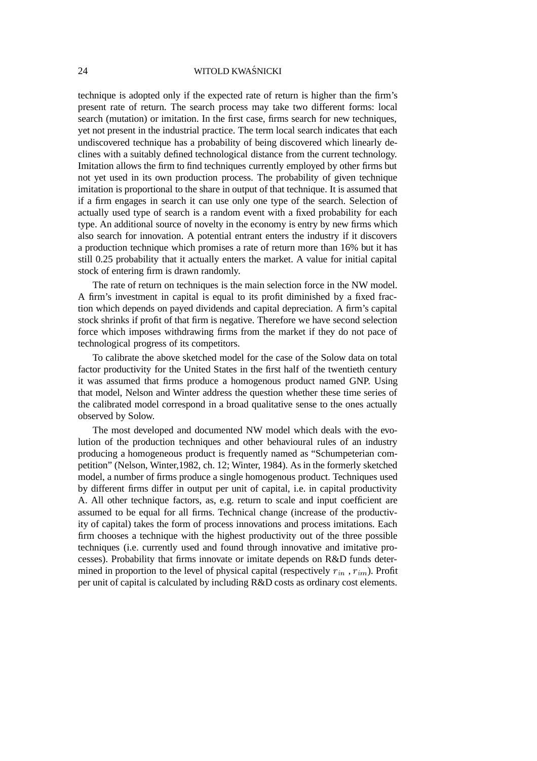technique is adopted only if the expected rate of return is higher than the firm's present rate of return. The search process may take two different forms: local search (mutation) or imitation. In the first case, firms search for new techniques, yet not present in the industrial practice. The term local search indicates that each undiscovered technique has a probability of being discovered which linearly declines with a suitably defined technological distance from the current technology. Imitation allows the firm to find techniques currently employed by other firms but not yet used in its own production process. The probability of given technique imitation is proportional to the share in output of that technique. It is assumed that if a firm engages in search it can use only one type of the search. Selection of actually used type of search is a random event with a fixed probability for each type. An additional source of novelty in the economy is entry by new firms which also search for innovation. A potential entrant enters the industry if it discovers a production technique which promises a rate of return more than 16% but it has still 0.25 probability that it actually enters the market. A value for initial capital stock of entering firm is drawn randomly.

The rate of return on techniques is the main selection force in the NW model. A firm's investment in capital is equal to its profit diminished by a fixed fraction which depends on payed dividends and capital depreciation. A firm's capital stock shrinks if profit of that firm is negative. Therefore we have second selection force which imposes withdrawing firms from the market if they do not pace of technological progress of its competitors.

To calibrate the above sketched model for the case of the Solow data on total factor productivity for the United States in the first half of the twentieth century it was assumed that firms produce a homogenous product named GNP. Using that model, Nelson and Winter address the question whether these time series of the calibrated model correspond in a broad qualitative sense to the ones actually observed by Solow.

The most developed and documented NW model which deals with the evolution of the production techniques and other behavioural rules of an industry producing a homogeneous product is frequently named as "Schumpeterian competition" (Nelson, Winter,1982, ch. 12; Winter, 1984). As in the formerly sketched model, a number of firms produce a single homogenous product. Techniques used by different firms differ in output per unit of capital, i.e. in capital productivity A. All other technique factors, as, e.g. return to scale and input coefficient are assumed to be equal for all firms. Technical change (increase of the productivity of capital) takes the form of process innovations and process imitations. Each firm chooses a technique with the highest productivity out of the three possible techniques (i.e. currently used and found through innovative and imitative processes). Probability that firms innovate or imitate depends on R&D funds determined in proportion to the level of physical capital (respectively $r_{in}$ , $r_{im}$). Profit per unit of capital is calculated by including R&D costs as ordinary cost elements.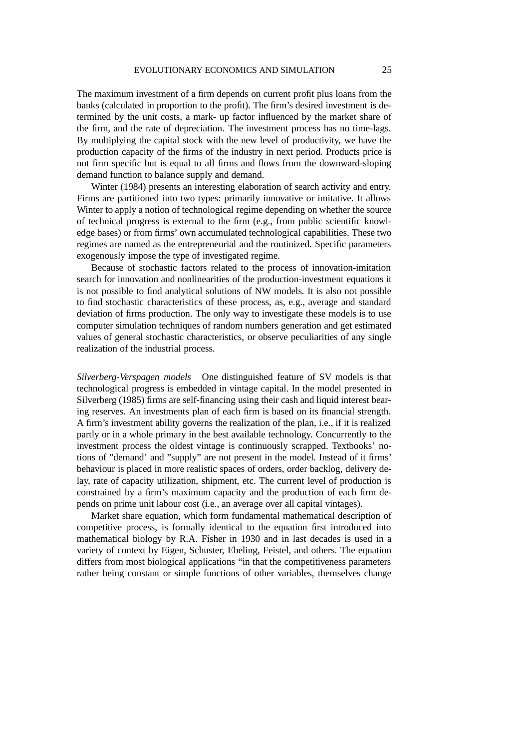The maximum investment of a firm depends on current profit plus loans from the banks (calculated in proportion to the profit). The firm's desired investment is determined by the unit costs, a mark- up factor influenced by the market share of the firm, and the rate of depreciation. The investment process has no time-lags. By multiplying the capital stock with the new level of productivity, we have the production capacity of the firms of the industry in next period. Products price is not firm specific but is equal to all firms and flows from the downward-sloping demand function to balance supply and demand.

Winter (1984) presents an interesting elaboration of search activity and entry. Firms are partitioned into two types: primarily innovative or imitative. It allows Winter to apply a notion of technological regime depending on whether the source of technical progress is external to the firm (e.g., from public scientific knowledge bases) or from firms' own accumulated technological capabilities. These two regimes are named as the entrepreneurial and the routinized. Specific parameters exogenously impose the type of investigated regime.

Because of stochastic factors related to the process of innovation-imitation search for innovation and nonlinearities of the production-investment equations it is not possible to find analytical solutions of NW models. It is also not possible to find stochastic characteristics of these process, as, e.g., average and standard deviation of firms production. The only way to investigate these models is to use computer simulation techniques of random numbers generation and get estimated values of general stochastic characteristics, or observe peculiarities of any single realization of the industrial process.

*Silverberg-Verspagen models* One distinguished feature of SV models is that technological progress is embedded in vintage capital. In the model presented in Silverberg (1985) firms are self-financing using their cash and liquid interest bearing reserves. An investments plan of each firm is based on its financial strength. A firm's investment ability governs the realization of the plan, i.e., if it is realized partly or in a whole primary in the best available technology. Concurrently to the investment process the oldest vintage is continuously scrapped. Textbooks' notions of "demand' and "supply" are not present in the model. Instead of it firms' behaviour is placed in more realistic spaces of orders, order backlog, delivery delay, rate of capacity utilization, shipment, etc. The current level of production is constrained by a firm's maximum capacity and the production of each firm depends on prime unit labour cost (i.e., an average over all capital vintages).

Market share equation, which form fundamental mathematical description of competitive process, is formally identical to the equation first introduced into mathematical biology by R.A. Fisher in 1930 and in last decades is used in a variety of context by Eigen, Schuster, Ebeling, Feistel, and others. The equation differs from most biological applications "in that the competitiveness parameters rather being constant or simple functions of other variables, themselves change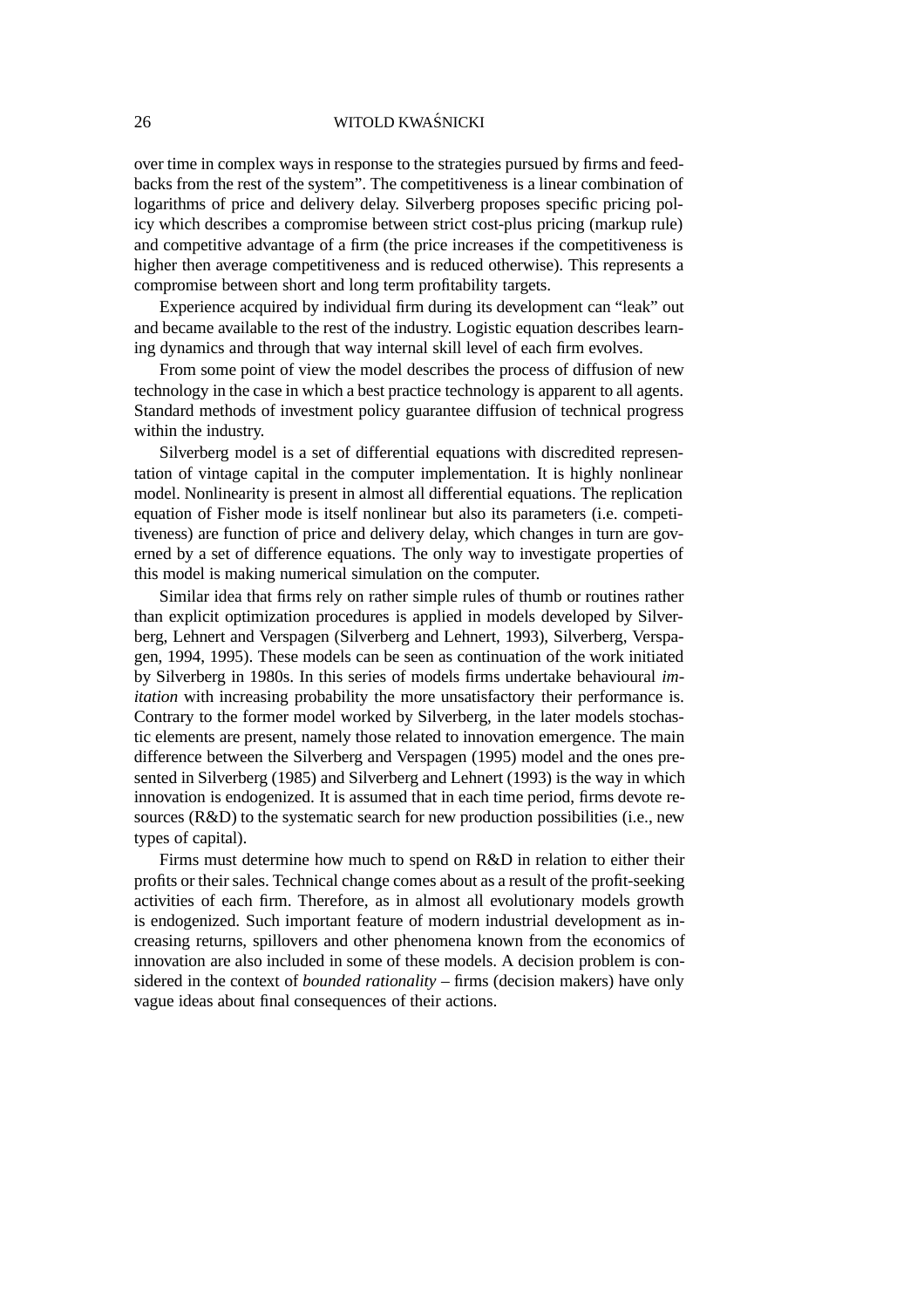over time in complex ways in response to the strategies pursued by firms and feedbacks from the rest of the system". The competitiveness is a linear combination of logarithms of price and delivery delay. Silverberg proposes specific pricing policy which describes a compromise between strict cost-plus pricing (markup rule) and competitive advantage of a firm (the price increases if the competitiveness is higher then average competitiveness and is reduced otherwise). This represents a compromise between short and long term profitability targets.

Experience acquired by individual firm during its development can "leak" out and became available to the rest of the industry. Logistic equation describes learning dynamics and through that way internal skill level of each firm evolves.

From some point of view the model describes the process of diffusion of new technology in the case in which a best practice technology is apparent to all agents. Standard methods of investment policy guarantee diffusion of technical progress within the industry.

Silverberg model is a set of differential equations with discredited representation of vintage capital in the computer implementation. It is highly nonlinear model. Nonlinearity is present in almost all differential equations. The replication equation of Fisher mode is itself nonlinear but also its parameters (i.e. competitiveness) are function of price and delivery delay, which changes in turn are governed by a set of difference equations. The only way to investigate properties of this model is making numerical simulation on the computer.

Similar idea that firms rely on rather simple rules of thumb or routines rather than explicit optimization procedures is applied in models developed by Silverberg, Lehnert and Verspagen (Silverberg and Lehnert, 1993), Silverberg, Verspagen, 1994, 1995). These models can be seen as continuation of the work initiated by Silverberg in 1980s. In this series of models firms undertake behavioural *imitation* with increasing probability the more unsatisfactory their performance is. Contrary to the former model worked by Silverberg, in the later models stochastic elements are present, namely those related to innovation emergence. The main difference between the Silverberg and Verspagen (1995) model and the ones presented in Silverberg (1985) and Silverberg and Lehnert (1993) is the way in which innovation is endogenized. It is assumed that in each time period, firms devote resources (R&D) to the systematic search for new production possibilities (i.e., new types of capital).

Firms must determine how much to spend on R&D in relation to either their profits or their sales. Technical change comes about as a result of the profit-seeking activities of each firm. Therefore, as in almost all evolutionary models growth is endogenized. Such important feature of modern industrial development as increasing returns, spillovers and other phenomena known from the economics of innovation are also included in some of these models. A decision problem is considered in the context of *bounded rationality* – firms (decision makers) have only vague ideas about final consequences of their actions.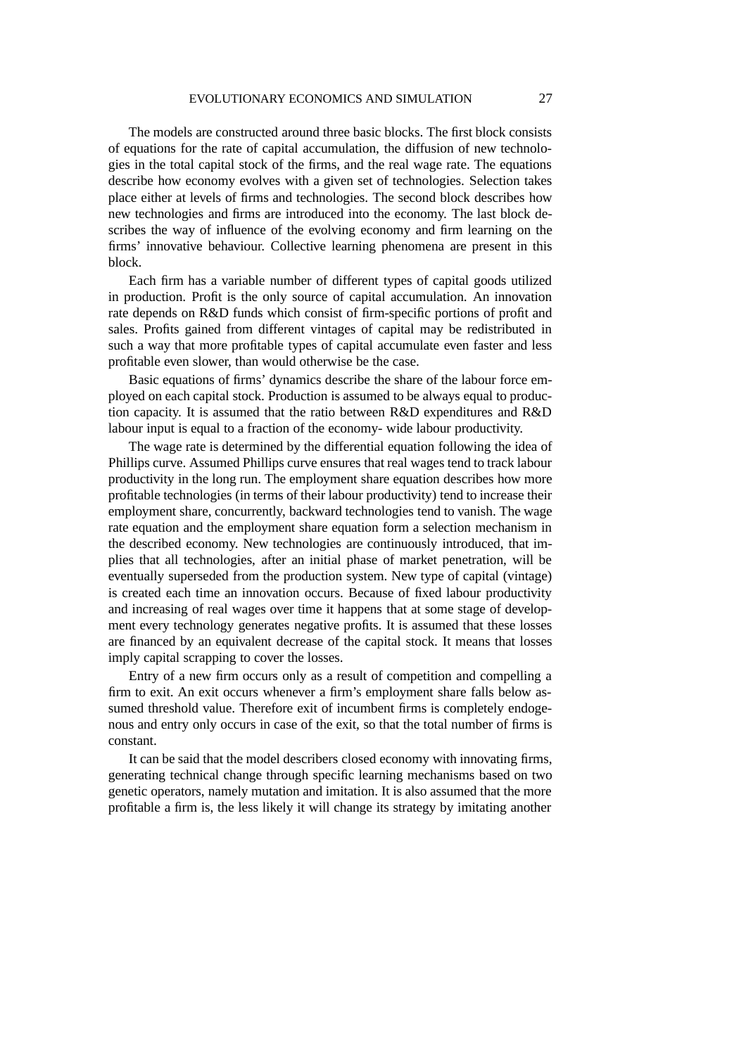The models are constructed around three basic blocks. The first block consists of equations for the rate of capital accumulation, the diffusion of new technologies in the total capital stock of the firms, and the real wage rate. The equations describe how economy evolves with a given set of technologies. Selection takes place either at levels of firms and technologies. The second block describes how new technologies and firms are introduced into the economy. The last block describes the way of influence of the evolving economy and firm learning on the firms' innovative behaviour. Collective learning phenomena are present in this block.

Each firm has a variable number of different types of capital goods utilized in production. Profit is the only source of capital accumulation. An innovation rate depends on R&D funds which consist of firm-specific portions of profit and sales. Profits gained from different vintages of capital may be redistributed in such a way that more profitable types of capital accumulate even faster and less profitable even slower, than would otherwise be the case.

Basic equations of firms' dynamics describe the share of the labour force employed on each capital stock. Production is assumed to be always equal to production capacity. It is assumed that the ratio between R&D expenditures and R&D labour input is equal to a fraction of the economy- wide labour productivity.

The wage rate is determined by the differential equation following the idea of Phillips curve. Assumed Phillips curve ensures that real wages tend to track labour productivity in the long run. The employment share equation describes how more profitable technologies (in terms of their labour productivity) tend to increase their employment share, concurrently, backward technologies tend to vanish. The wage rate equation and the employment share equation form a selection mechanism in the described economy. New technologies are continuously introduced, that implies that all technologies, after an initial phase of market penetration, will be eventually superseded from the production system. New type of capital (vintage) is created each time an innovation occurs. Because of fixed labour productivity and increasing of real wages over time it happens that at some stage of development every technology generates negative profits. It is assumed that these losses are financed by an equivalent decrease of the capital stock. It means that losses imply capital scrapping to cover the losses.

Entry of a new firm occurs only as a result of competition and compelling a firm to exit. An exit occurs whenever a firm's employment share falls below assumed threshold value. Therefore exit of incumbent firms is completely endogenous and entry only occurs in case of the exit, so that the total number of firms is constant.

It can be said that the model describers closed economy with innovating firms, generating technical change through specific learning mechanisms based on two genetic operators, namely mutation and imitation. It is also assumed that the more profitable a firm is, the less likely it will change its strategy by imitating another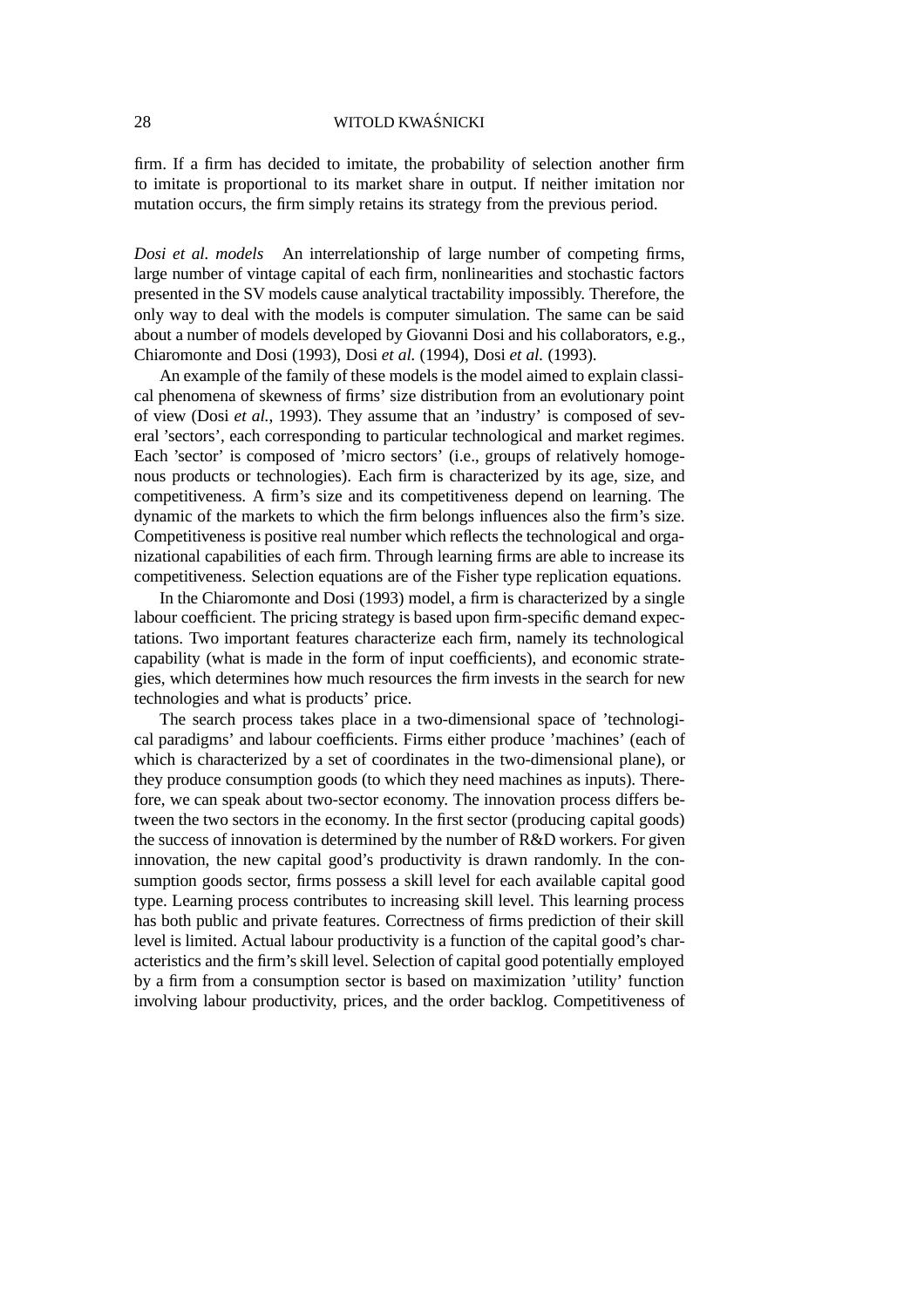firm. If a firm has decided to imitate, the probability of selection another firm to imitate is proportional to its market share in output. If neither imitation nor mutation occurs, the firm simply retains its strategy from the previous period.

*Dosi et al. models* An interrelationship of large number of competing firms, large number of vintage capital of each firm, nonlinearities and stochastic factors presented in the SV models cause analytical tractability impossibly. Therefore, the only way to deal with the models is computer simulation. The same can be said about a number of models developed by Giovanni Dosi and his collaborators, e.g., Chiaromonte and Dosi (1993), Dosi *et al.* (1994), Dosi *et al.* (1993).

An example of the family of these models is the model aimed to explain classical phenomena of skewness of firms' size distribution from an evolutionary point of view (Dosi *et al.*, 1993). They assume that an 'industry' is composed of several 'sectors', each corresponding to particular technological and market regimes. Each 'sector' is composed of 'micro sectors' (i.e., groups of relatively homogenous products or technologies). Each firm is characterized by its age, size, and competitiveness. A firm's size and its competitiveness depend on learning. The dynamic of the markets to which the firm belongs influences also the firm's size. Competitiveness is positive real number which reflects the technological and organizational capabilities of each firm. Through learning firms are able to increase its competitiveness. Selection equations are of the Fisher type replication equations.

In the Chiaromonte and Dosi (1993) model, a firm is characterized by a single labour coefficient. The pricing strategy is based upon firm-specific demand expectations. Two important features characterize each firm, namely its technological capability (what is made in the form of input coefficients), and economic strategies, which determines how much resources the firm invests in the search for new technologies and what is products' price.

The search process takes place in a two-dimensional space of 'technological paradigms' and labour coefficients. Firms either produce 'machines' (each of which is characterized by a set of coordinates in the two-dimensional plane), or they produce consumption goods (to which they need machines as inputs). Therefore, we can speak about two-sector economy. The innovation process differs between the two sectors in the economy. In the first sector (producing capital goods) the success of innovation is determined by the number of R&D workers. For given innovation, the new capital good's productivity is drawn randomly. In the consumption goods sector, firms possess a skill level for each available capital good type. Learning process contributes to increasing skill level. This learning process has both public and private features. Correctness of firms prediction of their skill level is limited. Actual labour productivity is a function of the capital good's characteristics and the firm's skill level. Selection of capital good potentially employed by a firm from a consumption sector is based on maximization 'utility' function involving labour productivity, prices, and the order backlog. Competitiveness of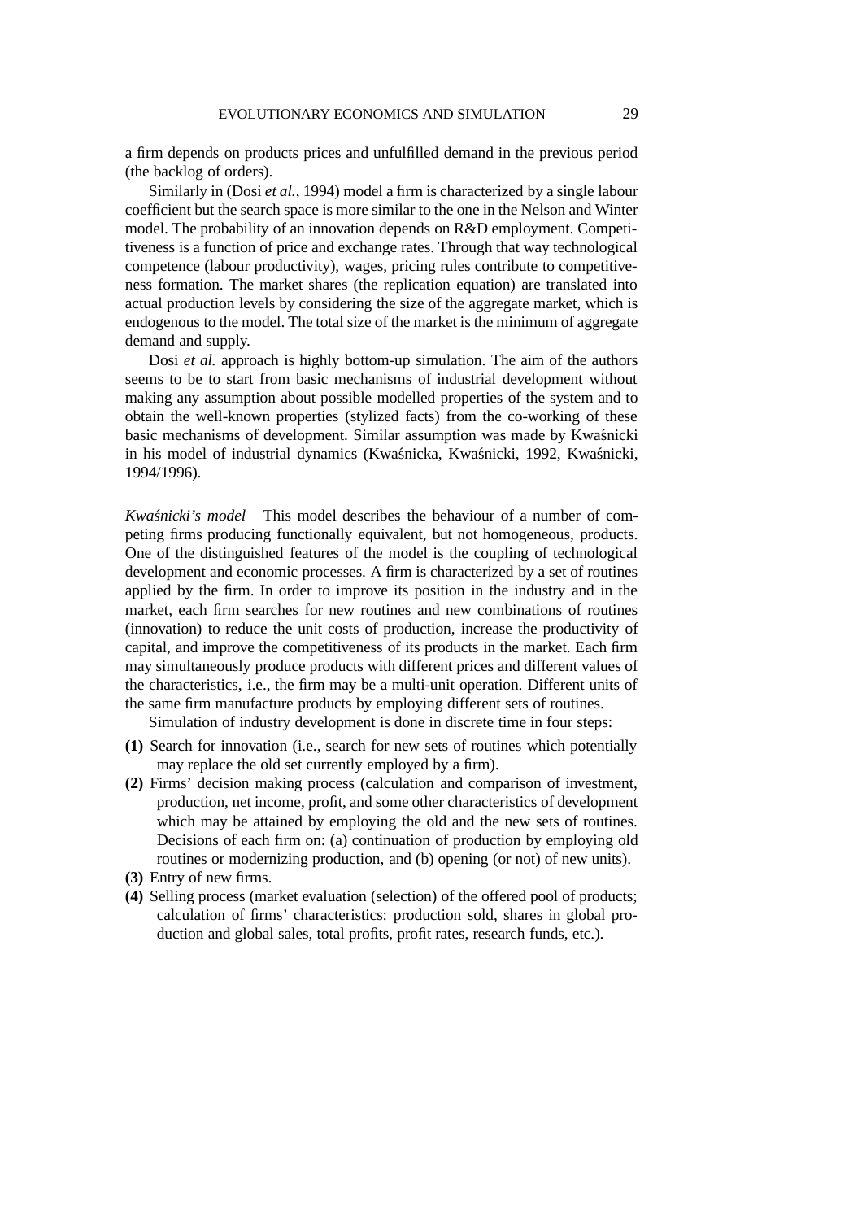a firm depends on products prices and unfulfilled demand in the previous period (the backlog of orders).

Similarly in (Dosi *et al.*, 1994) model a firm is characterized by a single labour coefficient but the search space is more similar to the one in the Nelson and Winter model. The probability of an innovation depends on R&D employment. Competitiveness is a function of price and exchange rates. Through that way technological competence (labour productivity), wages, pricing rules contribute to competitiveness formation. The market shares (the replication equation) are translated into actual production levels by considering the size of the aggregate market, which is endogenous to the model. The total size of the market is the minimum of aggregate demand and supply.

Dosi *et al.* approach is highly bottom-up simulation. The aim of the authors seems to be to start from basic mechanisms of industrial development without making any assumption about possible modelled properties of the system and to obtain the well-known properties (stylized facts) from the co-working of these basic mechanisms of development. Similar assumption was made by Kwaśnicki in his model of industrial dynamics (Kwaśnicka, Kwaśnicki, 1992, Kwaśnicki, 1994/1996).

*Kwaśnicki's model* This model describes the behaviour of a number of competing firms producing functionally equivalent, but not homogeneous, products. One of the distinguished features of the model is the coupling of technological development and economic processes. A firm is characterized by a set of routines applied by the firm. In order to improve its position in the industry and in the market, each firm searches for new routines and new combinations of routines (innovation) to reduce the unit costs of production, increase the productivity of capital, and improve the competitiveness of its products in the market. Each firm may simultaneously produce products with different prices and different values of the characteristics, i.e., the firm may be a multi-unit operation. Different units of the same firm manufacture products by employing different sets of routines.

Simulation of industry development is done in discrete time in four steps:

**(1)** Search for innovation (i.e., search for new sets of routines which potentially may replace the old set currently employed by a firm).

**(2)** Firms' decision making process (calculation and comparison of investment, production, net income, profit, and some other characteristics of development which may be attained by employing the old and the new sets of routines. Decisions of each firm on: (a) continuation of production by employing old routines or modernizing production, and (b) opening (or not) of new units).

**(3)** Entry of new firms.

**(4)** Selling process (market evaluation (selection) of the offered pool of products; calculation of firms' characteristics: production sold, shares in global production and global sales, total profits, profit rates, research funds, etc.).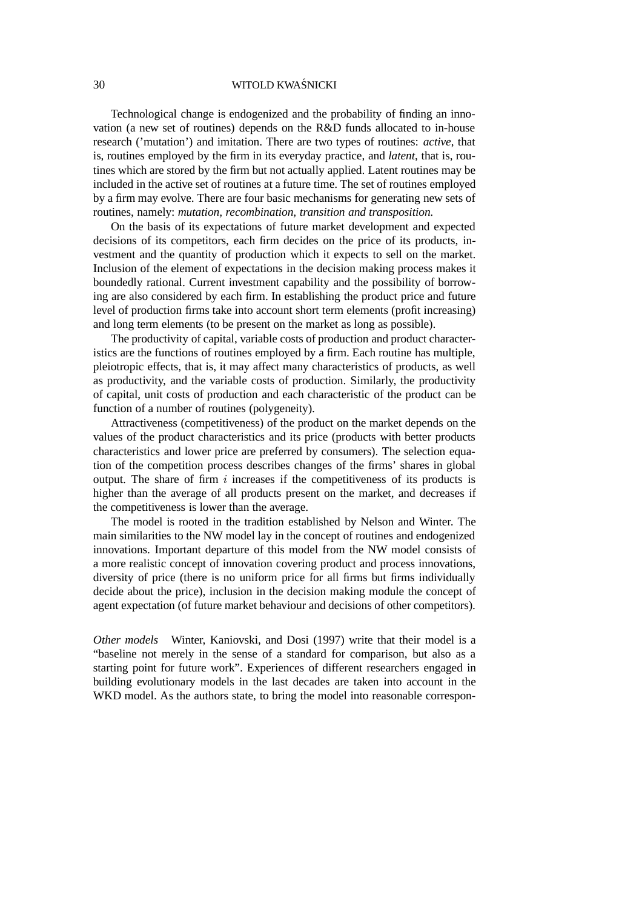Technological change is endogenized and the probability of finding an innovation (a new set of routines) depends on the R&D funds allocated to in-house research ('mutation') and imitation. There are two types of routines: *active*, that is, routines employed by the firm in its everyday practice, and *latent*, that is, routines which are stored by the firm but not actually applied. Latent routines may be included in the active set of routines at a future time. The set of routines employed by a firm may evolve. There are four basic mechanisms for generating new sets of routines, namely: *mutation, recombination, transition and transposition.*

On the basis of its expectations of future market development and expected decisions of its competitors, each firm decides on the price of its products, investment and the quantity of production which it expects to sell on the market. Inclusion of the element of expectations in the decision making process makes it boundedly rational. Current investment capability and the possibility of borrowing are also considered by each firm. In establishing the product price and future level of production firms take into account short term elements (profit increasing) and long term elements (to be present on the market as long as possible).

The productivity of capital, variable costs of production and product characteristics are the functions of routines employed by a firm. Each routine has multiple, pleiotropic effects, that is, it may affect many characteristics of products, as well as productivity, and the variable costs of production. Similarly, the productivity of capital, unit costs of production and each characteristic of the product can be function of a number of routines (polygeneity).

Attractiveness (competitiveness) of the product on the market depends on the values of the product characteristics and its price (products with better products characteristics and lower price are preferred by consumers). The selection equation of the competition process describes changes of the firms' shares in global output. The share of firm $i$ increases if the competitiveness of its products is higher than the average of all products present on the market, and decreases if the competitiveness is lower than the average.

The model is rooted in the tradition established by Nelson and Winter. The main similarities to the NW model lay in the concept of routines and endogenized innovations. Important departure of this model from the NW model consists of a more realistic concept of innovation covering product and process innovations, diversity of price (there is no uniform price for all firms but firms individually decide about the price), inclusion in the decision making module the concept of agent expectation (of future market behaviour and decisions of other competitors).

*Other models* Winter, Kaniovski, and Dosi (1997) write that their model is a "baseline not merely in the sense of a standard for comparison, but also as a starting point for future work". Experiences of different researchers engaged in building evolutionary models in the last decades are taken into account in the WKD model. As the authors state, to bring the model into reasonable correspon-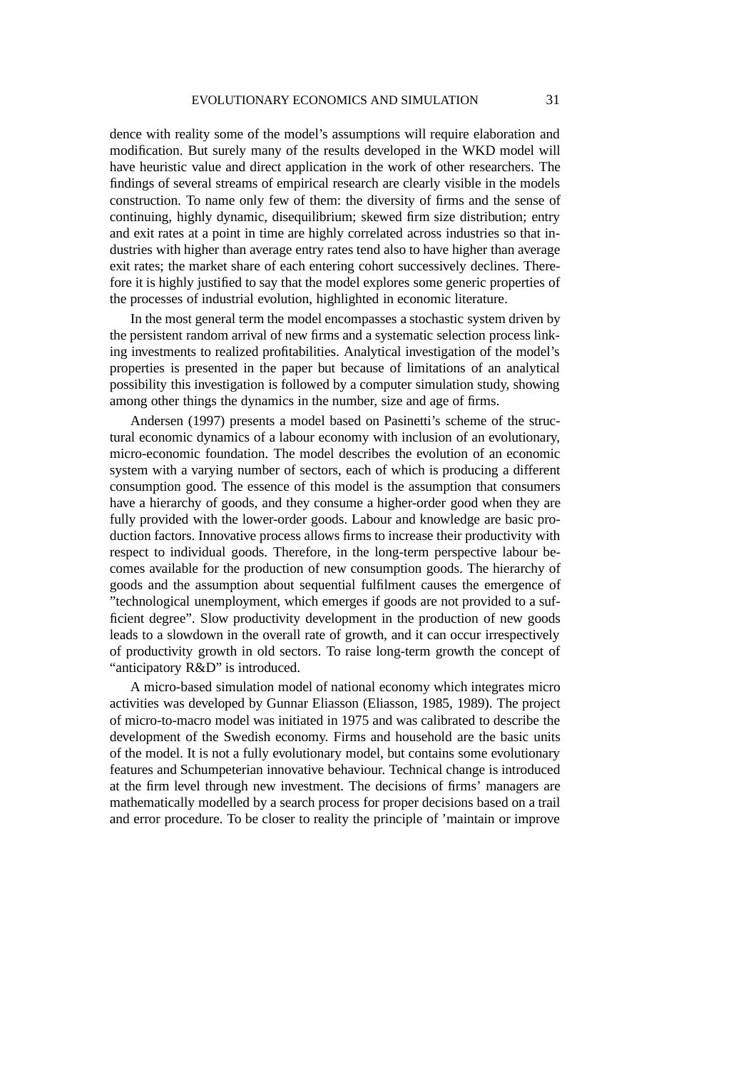dence with reality some of the model's assumptions will require elaboration and modification. But surely many of the results developed in the WKD model will have heuristic value and direct application in the work of other researchers. The findings of several streams of empirical research are clearly visible in the models construction. To name only few of them: the diversity of firms and the sense of continuing, highly dynamic, disequilibrium; skewed firm size distribution; entry and exit rates at a point in time are highly correlated across industries so that industries with higher than average entry rates tend also to have higher than average exit rates; the market share of each entering cohort successively declines. Therefore it is highly justified to say that the model explores some generic properties of the processes of industrial evolution, highlighted in economic literature.

In the most general term the model encompasses a stochastic system driven by the persistent random arrival of new firms and a systematic selection process linking investments to realized profitabilities. Analytical investigation of the model's properties is presented in the paper but because of limitations of an analytical possibility this investigation is followed by a computer simulation study, showing among other things the dynamics in the number, size and age of firms.

Andersen (1997) presents a model based on Pasinetti's scheme of the structural economic dynamics of a labour economy with inclusion of an evolutionary, micro-economic foundation. The model describes the evolution of an economic system with a varying number of sectors, each of which is producing a different consumption good. The essence of this model is the assumption that consumers have a hierarchy of goods, and they consume a higher-order good when they are fully provided with the lower-order goods. Labour and knowledge are basic production factors. Innovative process allows firms to increase their productivity with respect to individual goods. Therefore, in the long-term perspective labour becomes available for the production of new consumption goods. The hierarchy of goods and the assumption about sequential fulfilment causes the emergence of "technological unemployment, which emerges if goods are not provided to a sufficient degree". Slow productivity development in the production of new goods leads to a slowdown in the overall rate of growth, and it can occur irrespectively of productivity growth in old sectors. To raise long-term growth the concept of "anticipatory R&D" is introduced.

A micro-based simulation model of national economy which integrates micro activities was developed by Gunnar Eliasson (Eliasson, 1985, 1989). The project of micro-to-macro model was initiated in 1975 and was calibrated to describe the development of the Swedish economy. Firms and household are the basic units of the model. It is not a fully evolutionary model, but contains some evolutionary features and Schumpeterian innovative behaviour. Technical change is introduced at the firm level through new investment. The decisions of firms' managers are mathematically modelled by a search process for proper decisions based on a trail and error procedure. To be closer to reality the principle of 'maintain or improve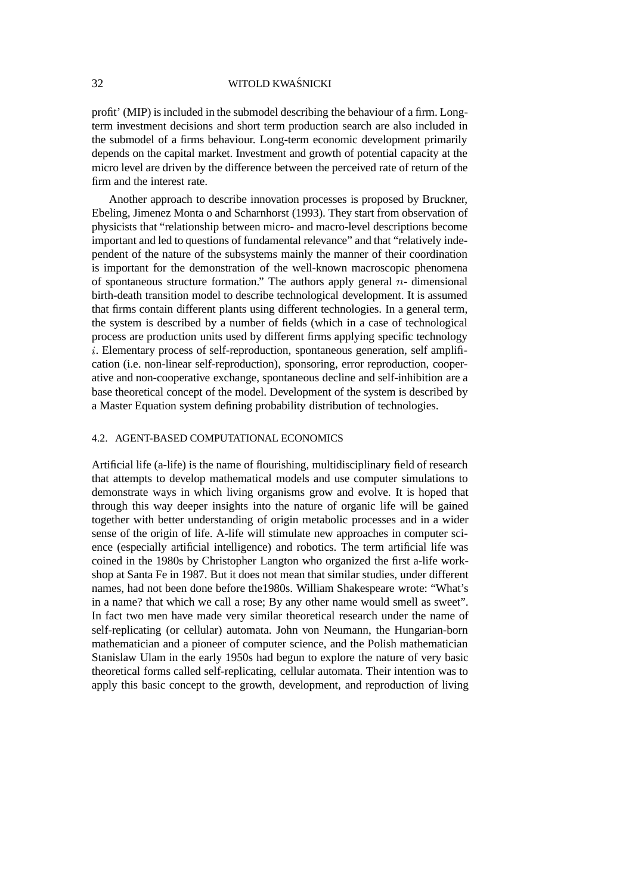profit' (MIP) is included in the submodel describing the behaviour of a firm. Long-term investment decisions and short term production search are also included in the submodel of a firms behaviour. Long-term economic development primarily depends on the capital market. Investment and growth of potential capacity at the micro level are driven by the difference between the perceived rate of return of the firm and the interest rate.

Another approach to describe innovation processes is proposed by Bruckner, Ebeling, Jimenez Monta o and Scharnhorst (1993). They start from observation of physicists that "relationship between micro- and macro-level descriptions become important and led to questions of fundamental relevance" and that "relatively independent of the nature of the subsystems mainly the manner of their coordination is important for the demonstration of the well-known macroscopic phenomena of spontaneous structure formation." The authors apply general $n$- dimensional birth-death transition model to describe technological development. It is assumed that firms contain different plants using different technologies. In a general term, the system is described by a number of fields (which in a case of technological process are production units used by different firms applying specific technology $i$. Elementary process of self-reproduction, spontaneous generation, self amplification (i.e. non-linear self-reproduction), sponsoring, error reproduction, cooperative and non-cooperative exchange, spontaneous decline and self-inhibition are a base theoretical concept of the model. Development of the system is described by a Master Equation system defining probability distribution of technologies.

### 4.2. AGENT-BASED COMPUTATIONAL ECONOMICS

Artificial life (a-life) is the name of flourishing, multidisciplinary field of research that attempts to develop mathematical models and use computer simulations to demonstrate ways in which living organisms grow and evolve. It is hoped that through this way deeper insights into the nature of organic life will be gained together with better understanding of origin metabolic processes and in a wider sense of the origin of life. A-life will stimulate new approaches in computer science (especially artificial intelligence) and robotics. The term artificial life was coined in the 1980s by Christopher Langton who organized the first a-life workshop at Santa Fe in 1987. But it does not mean that similar studies, under different names, had not been done before the1980s. William Shakespeare wrote: "What's in a name? that which we call a rose; By any other name would smell as sweet". In fact two men have made very similar theoretical research under the name of self-replicating (or cellular) automata. John von Neumann, the Hungarian-born mathematician and a pioneer of computer science, and the Polish mathematician Stanislaw Ulam in the early 1950s had begun to explore the nature of very basic theoretical forms called self-replicating, cellular automata. Their intention was to apply this basic concept to the growth, development, and reproduction of living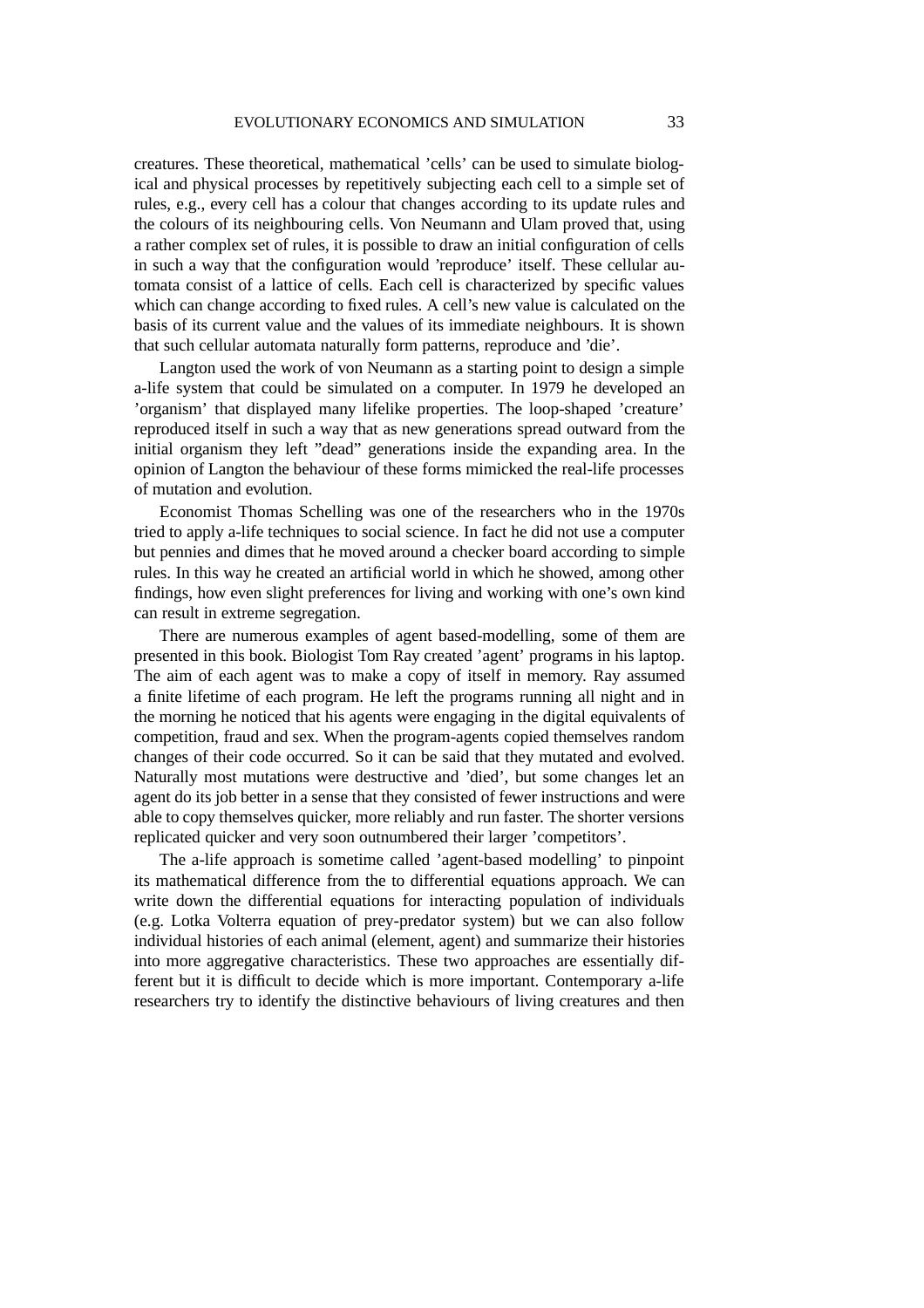creatures. These theoretical, mathematical 'cells' can be used to simulate biological and physical processes by repetitively subjecting each cell to a simple set of rules, e.g., every cell has a colour that changes according to its update rules and the colours of its neighbouring cells. Von Neumann and Ulam proved that, using a rather complex set of rules, it is possible to draw an initial configuration of cells in such a way that the configuration would 'reproduce' itself. These cellular automata consist of a lattice of cells. Each cell is characterized by specific values which can change according to fixed rules. A cell's new value is calculated on the basis of its current value and the values of its immediate neighbours. It is shown that such cellular automata naturally form patterns, reproduce and 'die'.

Langton used the work of von Neumann as a starting point to design a simple a-life system that could be simulated on a computer. In 1979 he developed an 'organism' that displayed many lifelike properties. The loop-shaped 'creature' reproduced itself in such a way that as new generations spread outward from the initial organism they left "dead" generations inside the expanding area. In the opinion of Langton the behaviour of these forms mimicked the real-life processes of mutation and evolution.

Economist Thomas Schelling was one of the researchers who in the 1970s tried to apply a-life techniques to social science. In fact he did not use a computer but pennies and dimes that he moved around a checker board according to simple rules. In this way he created an artificial world in which he showed, among other findings, how even slight preferences for living and working with one's own kind can result in extreme segregation.

There are numerous examples of agent based-modelling, some of them are presented in this book. Biologist Tom Ray created 'agent' programs in his laptop. The aim of each agent was to make a copy of itself in memory. Ray assumed a finite lifetime of each program. He left the programs running all night and in the morning he noticed that his agents were engaging in the digital equivalents of competition, fraud and sex. When the program-agents copied themselves random changes of their code occurred. So it can be said that they mutated and evolved. Naturally most mutations were destructive and 'died', but some changes let an agent do its job better in a sense that they consisted of fewer instructions and were able to copy themselves quicker, more reliably and run faster. The shorter versions replicated quicker and very soon outnumbered their larger 'competitors'.

The a-life approach is sometime called 'agent-based modelling' to pinpoint its mathematical difference from the to differential equations approach. We can write down the differential equations for interacting population of individuals (e.g. Lotka Volterra equation of prey-predator system) but we can also follow individual histories of each animal (element, agent) and summarize their histories into more aggregative characteristics. These two approaches are essentially different but it is difficult to decide which is more important. Contemporary a-life researchers try to identify the distinctive behaviours of living creatures and then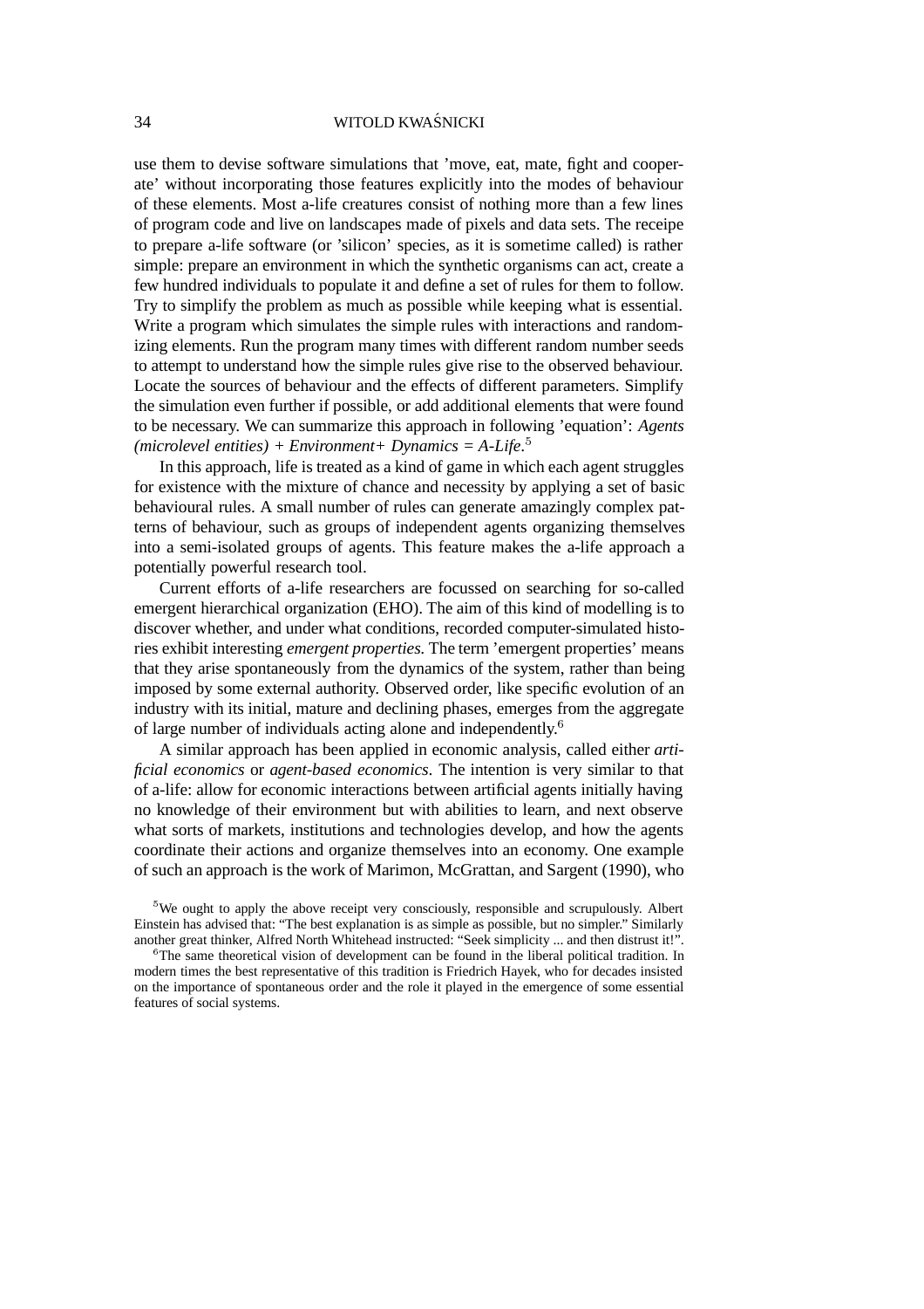use them to devise software simulations that 'move, eat, mate, fight and cooperate' without incorporating those features explicitly into the modes of behaviour of these elements. Most a-life creatures consist of nothing more than a few lines of program code and live on landscapes made of pixels and data sets. The receipe to prepare a-life software (or 'silicon' species, as it is sometime called) is rather simple: prepare an environment in which the synthetic organisms can act, create a few hundred individuals to populate it and define a set of rules for them to follow. Try to simplify the problem as much as possible while keeping what is essential. Write a program which simulates the simple rules with interactions and randomizing elements. Run the program many times with different random number seeds to attempt to understand how the simple rules give rise to the observed behaviour. Locate the sources of behaviour and the effects of different parameters. Simplify the simulation even further if possible, or add additional elements that were found to be necessary. We can summarize this approach in following 'equation': *Agents (microlevel entities) + Environment+ Dynamics = A-Life*.[5]

In this approach, life is treated as a kind of game in which each agent struggles for existence with the mixture of chance and necessity by applying a set of basic behavioural rules. A small number of rules can generate amazingly complex patterns of behaviour, such as groups of independent agents organizing themselves into a semi-isolated groups of agents. This feature makes the a-life approach a potentially powerful research tool.

Current efforts of a-life researchers are focussed on searching for so-called emergent hierarchical organization (EHO). The aim of this kind of modelling is to discover whether, and under what conditions, recorded computer-simulated histories exhibit interesting *emergent properties.* The term 'emergent properties' means that they arise spontaneously from the dynamics of the system, rather than being imposed by some external authority. Observed order, like specific evolution of an industry with its initial, mature and declining phases, emerges from the aggregate of large number of individuals acting alone and independently.[6]

A similar approach has been applied in economic analysis, called either *artificial economics* or *agent-based economics*. The intention is very similar to that of a-life: allow for economic interactions between artificial agents initially having no knowledge of their environment but with abilities to learn, and next observe what sorts of markets, institutions and technologies develop, and how the agents coordinate their actions and organize themselves into an economy. One example of such an approach is the work of Marimon, McGrattan, and Sargent (1990), who

[5]We ought to apply the above receipt very consciously, responsible and scrupulously. Albert Einstein has advised that: "The best explanation is as simple as possible, but no simpler." Similarly another great thinker, Alfred North Whitehead instructed: "Seek simplicity ... and then distrust it!".

[6]The same theoretical vision of development can be found in the liberal political tradition. In modern times the best representative of this tradition is Friedrich Hayek, who for decades insisted on the importance of spontaneous order and the role it played in the emergence of some essential features of social systems.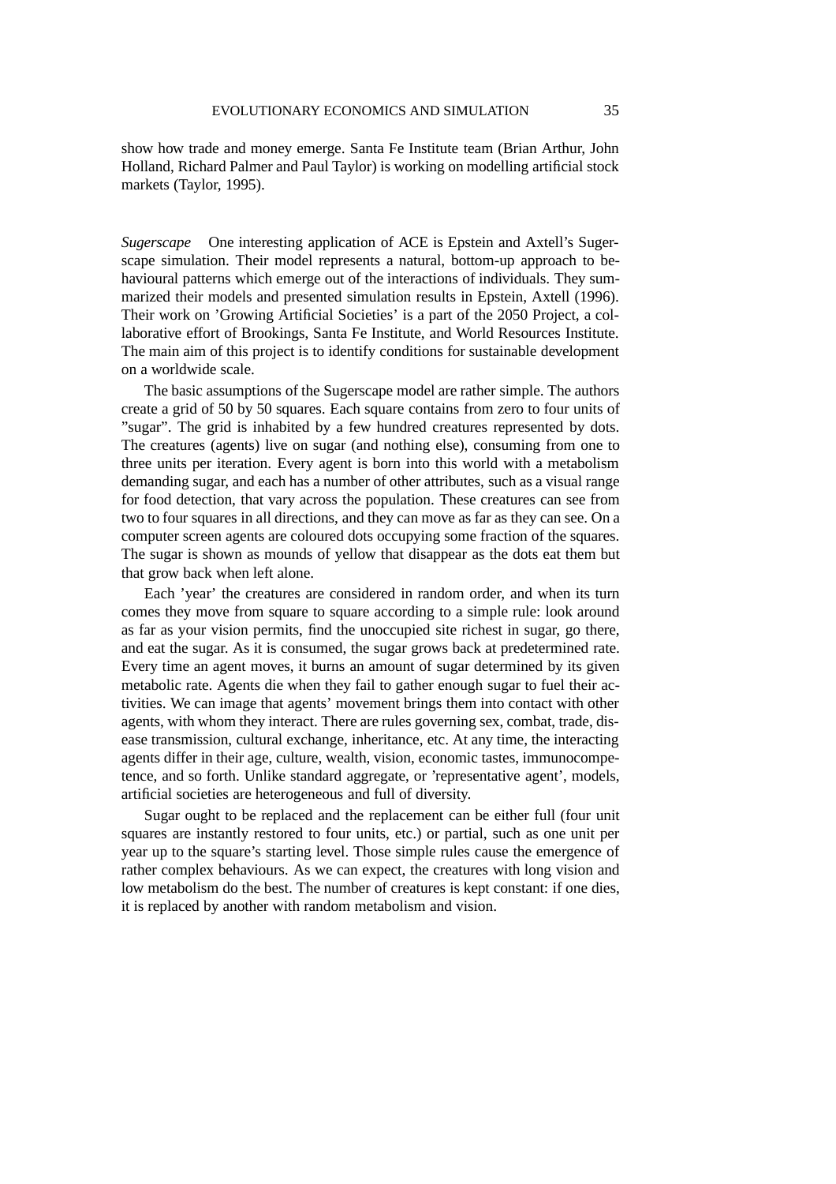show how trade and money emerge. Santa Fe Institute team (Brian Arthur, John Holland, Richard Palmer and Paul Taylor) is working on modelling artificial stock markets (Taylor, 1995).

*Sugerscape* One interesting application of ACE is Epstein and Axtell's Sugerscape simulation. Their model represents a natural, bottom-up approach to behavioural patterns which emerge out of the interactions of individuals. They summarized their models and presented simulation results in Epstein, Axtell (1996). Their work on 'Growing Artificial Societies' is a part of the 2050 Project, a collaborative effort of Brookings, Santa Fe Institute, and World Resources Institute. The main aim of this project is to identify conditions for sustainable development on a worldwide scale.

The basic assumptions of the Sugerscape model are rather simple. The authors create a grid of 50 by 50 squares. Each square contains from zero to four units of "sugar". The grid is inhabited by a few hundred creatures represented by dots. The creatures (agents) live on sugar (and nothing else), consuming from one to three units per iteration. Every agent is born into this world with a metabolism demanding sugar, and each has a number of other attributes, such as a visual range for food detection, that vary across the population. These creatures can see from two to four squares in all directions, and they can move as far as they can see. On a computer screen agents are coloured dots occupying some fraction of the squares. The sugar is shown as mounds of yellow that disappear as the dots eat them but that grow back when left alone.

Each 'year' the creatures are considered in random order, and when its turn comes they move from square to square according to a simple rule: look around as far as your vision permits, find the unoccupied site richest in sugar, go there, and eat the sugar. As it is consumed, the sugar grows back at predetermined rate. Every time an agent moves, it burns an amount of sugar determined by its given metabolic rate. Agents die when they fail to gather enough sugar to fuel their activities. We can image that agents' movement brings them into contact with other agents, with whom they interact. There are rules governing sex, combat, trade, disease transmission, cultural exchange, inheritance, etc. At any time, the interacting agents differ in their age, culture, wealth, vision, economic tastes, immunocompetence, and so forth. Unlike standard aggregate, or 'representative agent', models, artificial societies are heterogeneous and full of diversity.

Sugar ought to be replaced and the replacement can be either full (four unit squares are instantly restored to four units, etc.) or partial, such as one unit per year up to the square's starting level. Those simple rules cause the emergence of rather complex behaviours. As we can expect, the creatures with long vision and low metabolism do the best. The number of creatures is kept constant: if one dies, it is replaced by another with random metabolism and vision.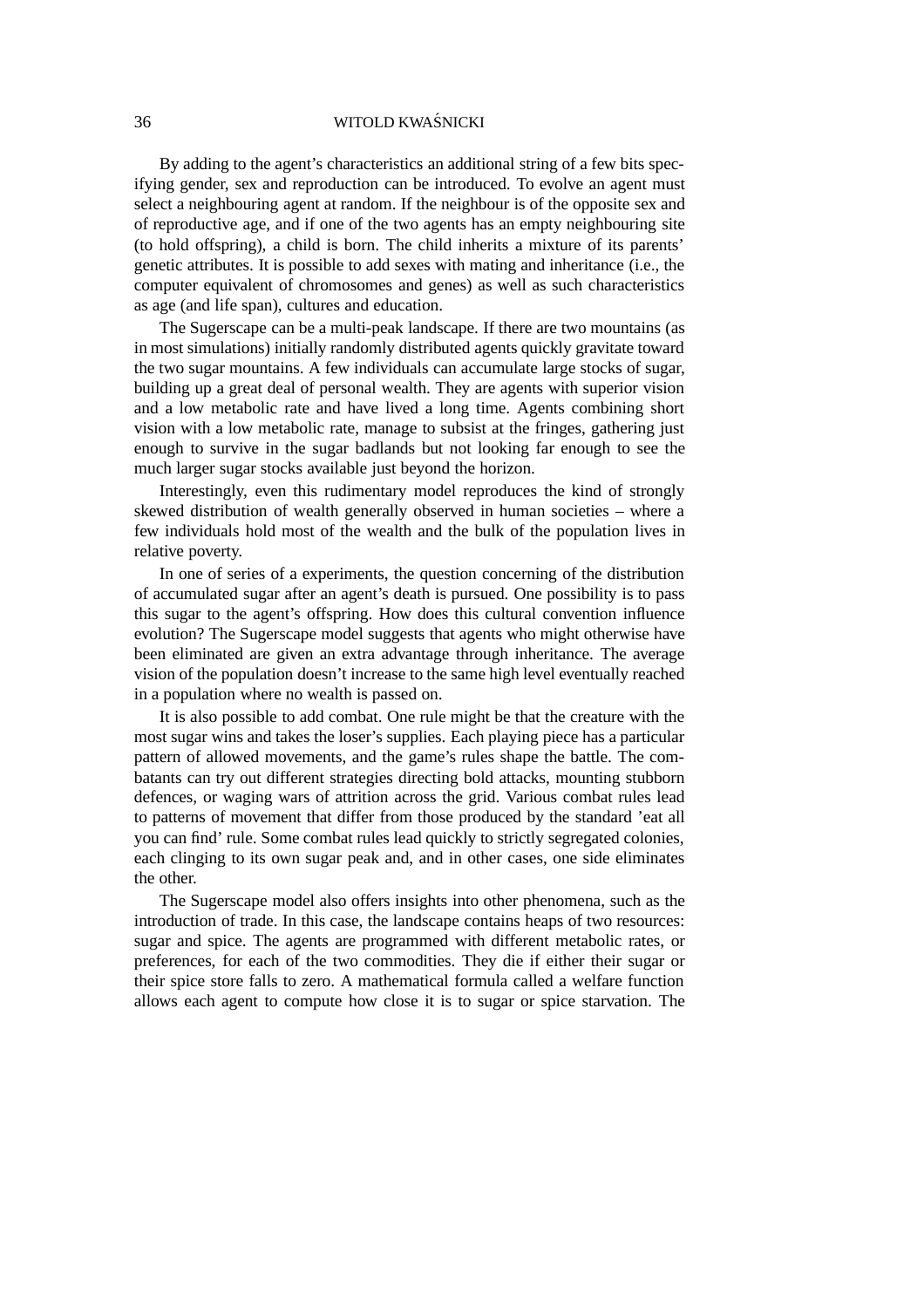By adding to the agent's characteristics an additional string of a few bits specifying gender, sex and reproduction can be introduced. To evolve an agent must select a neighbouring agent at random. If the neighbour is of the opposite sex and of reproductive age, and if one of the two agents has an empty neighbouring site (to hold offspring), a child is born. The child inherits a mixture of its parents' genetic attributes. It is possible to add sexes with mating and inheritance (i.e., the computer equivalent of chromosomes and genes) as well as such characteristics as age (and life span), cultures and education.

The Sugerscape can be a multi-peak landscape. If there are two mountains (as in most simulations) initially randomly distributed agents quickly gravitate toward the two sugar mountains. A few individuals can accumulate large stocks of sugar, building up a great deal of personal wealth. They are agents with superior vision and a low metabolic rate and have lived a long time. Agents combining short vision with a low metabolic rate, manage to subsist at the fringes, gathering just enough to survive in the sugar badlands but not looking far enough to see the much larger sugar stocks available just beyond the horizon.

Interestingly, even this rudimentary model reproduces the kind of strongly skewed distribution of wealth generally observed in human societies – where a few individuals hold most of the wealth and the bulk of the population lives in relative poverty.

In one of series of a experiments, the question concerning of the distribution of accumulated sugar after an agent's death is pursued. One possibility is to pass this sugar to the agent's offspring. How does this cultural convention influence evolution? The Sugerscape model suggests that agents who might otherwise have been eliminated are given an extra advantage through inheritance. The average vision of the population doesn't increase to the same high level eventually reached in a population where no wealth is passed on.

It is also possible to add combat. One rule might be that the creature with the most sugar wins and takes the loser's supplies. Each playing piece has a particular pattern of allowed movements, and the game's rules shape the battle. The combatants can try out different strategies directing bold attacks, mounting stubborn defences, or waging wars of attrition across the grid. Various combat rules lead to patterns of movement that differ from those produced by the standard 'eat all you can find' rule. Some combat rules lead quickly to strictly segregated colonies, each clinging to its own sugar peak and, and in other cases, one side eliminates the other.

The Sugerscape model also offers insights into other phenomena, such as the introduction of trade. In this case, the landscape contains heaps of two resources: sugar and spice. The agents are programmed with different metabolic rates, or preferences, for each of the two commodities. They die if either their sugar or their spice store falls to zero. A mathematical formula called a welfare function allows each agent to compute how close it is to sugar or spice starvation. The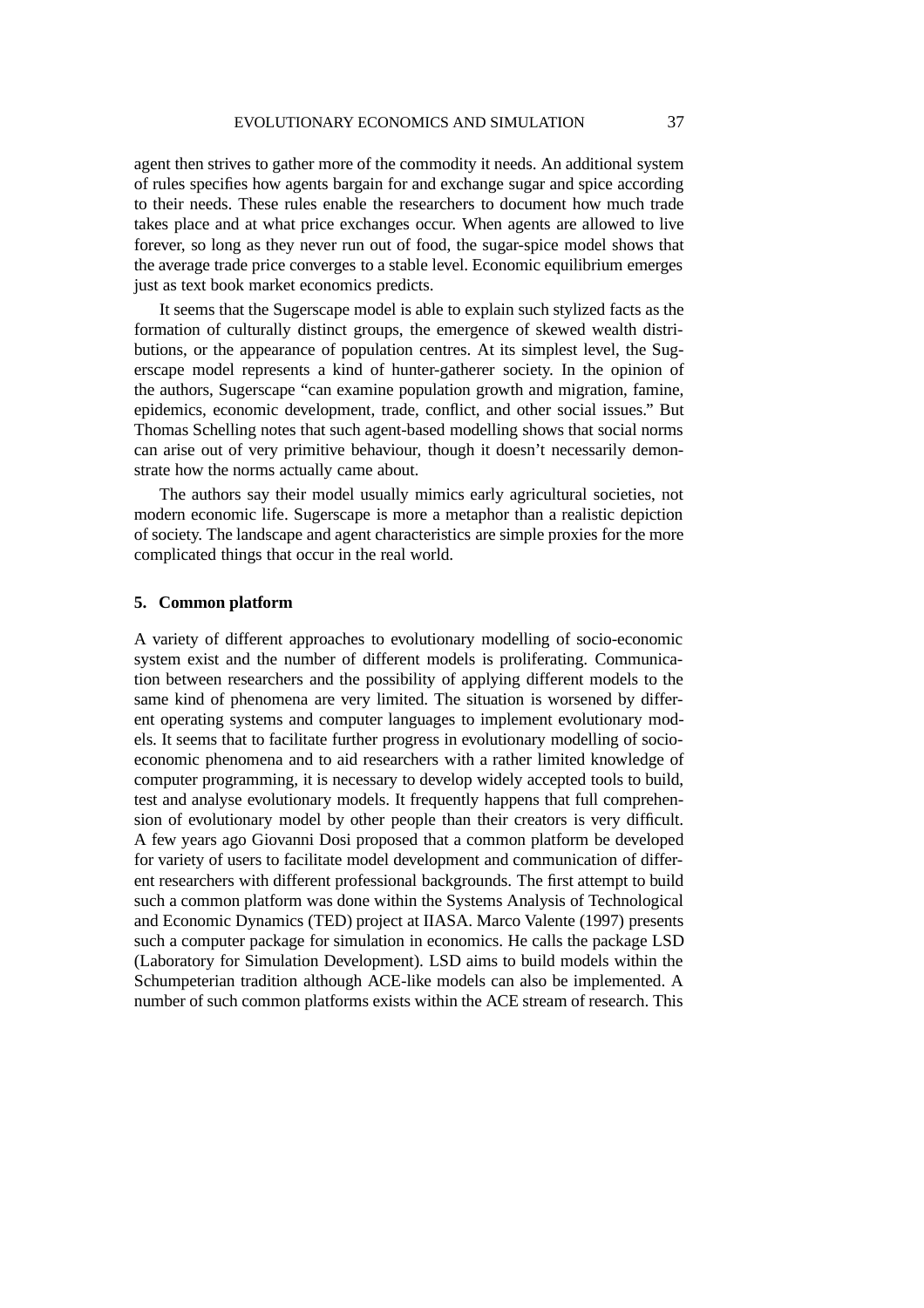agent then strives to gather more of the commodity it needs. An additional system of rules specifies how agents bargain for and exchange sugar and spice according to their needs. These rules enable the researchers to document how much trade takes place and at what price exchanges occur. When agents are allowed to live forever, so long as they never run out of food, the sugar-spice model shows that the average trade price converges to a stable level. Economic equilibrium emerges just as text book market economics predicts.

It seems that the Sugerscape model is able to explain such stylized facts as the formation of culturally distinct groups, the emergence of skewed wealth distributions, or the appearance of population centres. At its simplest level, the Sugerscape model represents a kind of hunter-gatherer society. In the opinion of the authors, Sugerscape "can examine population growth and migration, famine, epidemics, economic development, trade, conflict, and other social issues." But Thomas Schelling notes that such agent-based modelling shows that social norms can arise out of very primitive behaviour, though it doesn't necessarily demonstrate how the norms actually came about.

The authors say their model usually mimics early agricultural societies, not modern economic life. Sugerscape is more a metaphor than a realistic depiction of society. The landscape and agent characteristics are simple proxies for the more complicated things that occur in the real world.

## 5. Common platform

A variety of different approaches to evolutionary modelling of socio-economic system exist and the number of different models is proliferating. Communication between researchers and the possibility of applying different models to the same kind of phenomena are very limited. The situation is worsened by different operating systems and computer languages to implement evolutionary models. It seems that to facilitate further progress in evolutionary modelling of socio-economic phenomena and to aid researchers with a rather limited knowledge of computer programming, it is necessary to develop widely accepted tools to build, test and analyse evolutionary models. It frequently happens that full comprehension of evolutionary model by other people than their creators is very difficult. A few years ago Giovanni Dosi proposed that a common platform be developed for variety of users to facilitate model development and communication of different researchers with different professional backgrounds. The first attempt to build such a common platform was done within the Systems Analysis of Technological and Economic Dynamics (TED) project at IIASA. Marco Valente (1997) presents such a computer package for simulation in economics. He calls the package LSD (Laboratory for Simulation Development). LSD aims to build models within the Schumpeterian tradition although ACE-like models can also be implemented. A number of such common platforms exists within the ACE stream of research. This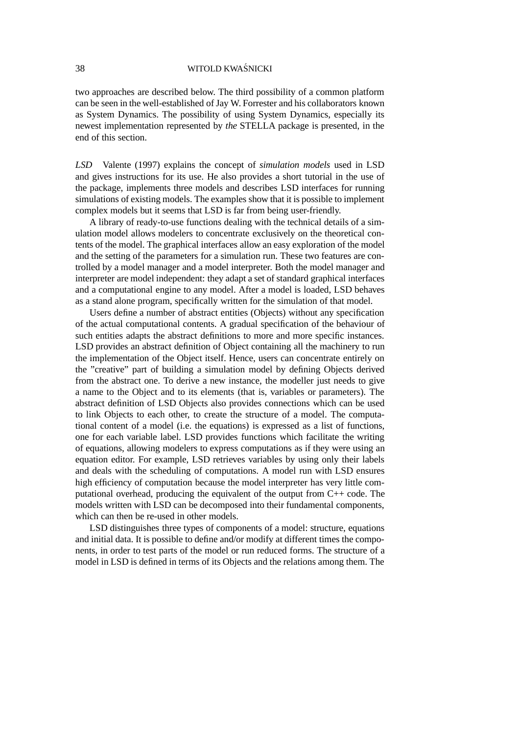two approaches are described below. The third possibility of a common platform can be seen in the well-established of Jay W. Forrester and his collaborators known as System Dynamics. The possibility of using System Dynamics, especially its newest implementation represented by *the* STELLA package is presented, in the end of this section.

*LSD* Valente (1997) explains the concept of *simulation models* used in LSD and gives instructions for its use. He also provides a short tutorial in the use of the package, implements three models and describes LSD interfaces for running simulations of existing models. The examples show that it is possible to implement complex models but it seems that LSD is far from being user-friendly.

A library of ready-to-use functions dealing with the technical details of a simulation model allows modelers to concentrate exclusively on the theoretical contents of the model. The graphical interfaces allow an easy exploration of the model and the setting of the parameters for a simulation run. These two features are controlled by a model manager and a model interpreter. Both the model manager and interpreter are model independent: they adapt a set of standard graphical interfaces and a computational engine to any model. After a model is loaded, LSD behaves as a stand alone program, specifically written for the simulation of that model.

Users define a number of abstract entities (Objects) without any specification of the actual computational contents. A gradual specification of the behaviour of such entities adapts the abstract definitions to more and more specific instances. LSD provides an abstract definition of Object containing all the machinery to run the implementation of the Object itself. Hence, users can concentrate entirely on the "creative" part of building a simulation model by defining Objects derived from the abstract one. To derive a new instance, the modeller just needs to give a name to the Object and to its elements (that is, variables or parameters). The abstract definition of LSD Objects also provides connections which can be used to link Objects to each other, to create the structure of a model. The computational content of a model (i.e. the equations) is expressed as a list of functions, one for each variable label. LSD provides functions which facilitate the writing of equations, allowing modelers to express computations as if they were using an equation editor. For example, LSD retrieves variables by using only their labels and deals with the scheduling of computations. A model run with LSD ensures high efficiency of computation because the model interpreter has very little computational overhead, producing the equivalent of the output from C++ code. The models written with LSD can be decomposed into their fundamental components, which can then be re-used in other models.

LSD distinguishes three types of components of a model: structure, equations and initial data. It is possible to define and/or modify at different times the components, in order to test parts of the model or run reduced forms. The structure of a model in LSD is defined in terms of its Objects and the relations among them. The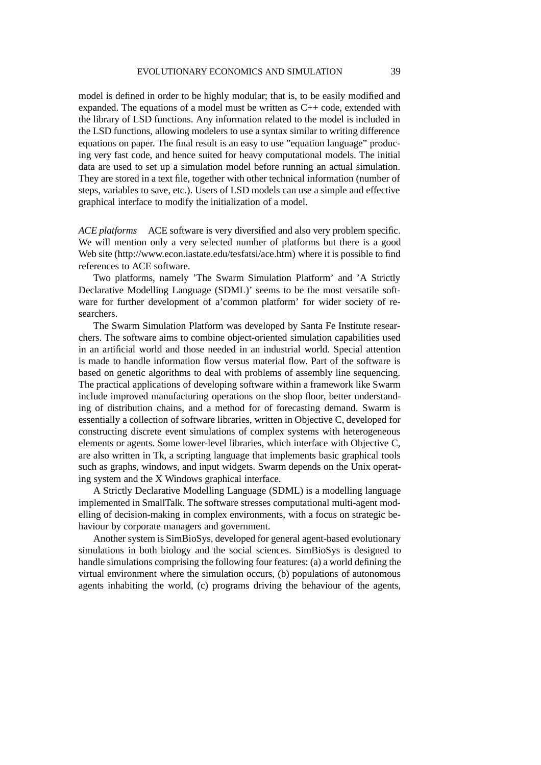model is defined in order to be highly modular; that is, to be easily modified and expanded. The equations of a model must be written as C++ code, extended with the library of LSD functions. Any information related to the model is included in the LSD functions, allowing modelers to use a syntax similar to writing difference equations on paper. The final result is an easy to use "equation language" producing very fast code, and hence suited for heavy computational models. The initial data are used to set up a simulation model before running an actual simulation. They are stored in a text file, together with other technical information (number of steps, variables to save, etc.). Users of LSD models can use a simple and effective graphical interface to modify the initialization of a model.

*ACE platforms* ACE software is very diversified and also very problem specific. We will mention only a very selected number of platforms but there is a good Web site (http://www.econ.iastate.edu/tesfatsi/ace.htm) where it is possible to find references to ACE software.

Two platforms, namely 'The Swarm Simulation Platform' and 'A Strictly Declarative Modelling Language (SDML)' seems to be the most versatile software for further development of a'common platform' for wider society of researchers.

The Swarm Simulation Platform was developed by Santa Fe Institute researchers. The software aims to combine object-oriented simulation capabilities used in an artificial world and those needed in an industrial world. Special attention is made to handle information flow versus material flow. Part of the software is based on genetic algorithms to deal with problems of assembly line sequencing. The practical applications of developing software within a framework like Swarm include improved manufacturing operations on the shop floor, better understanding of distribution chains, and a method for of forecasting demand. Swarm is essentially a collection of software libraries, written in Objective C, developed for constructing discrete event simulations of complex systems with heterogeneous elements or agents. Some lower-level libraries, which interface with Objective C, are also written in Tk, a scripting language that implements basic graphical tools such as graphs, windows, and input widgets. Swarm depends on the Unix operating system and the X Windows graphical interface.

A Strictly Declarative Modelling Language (SDML) is a modelling language implemented in SmallTalk. The software stresses computational multi-agent modelling of decision-making in complex environments, with a focus on strategic behaviour by corporate managers and government.

Another system is SimBioSys, developed for general agent-based evolutionary simulations in both biology and the social sciences. SimBioSys is designed to handle simulations comprising the following four features: (a) a world defining the virtual environment where the simulation occurs, (b) populations of autonomous agents inhabiting the world, (c) programs driving the behaviour of the agents,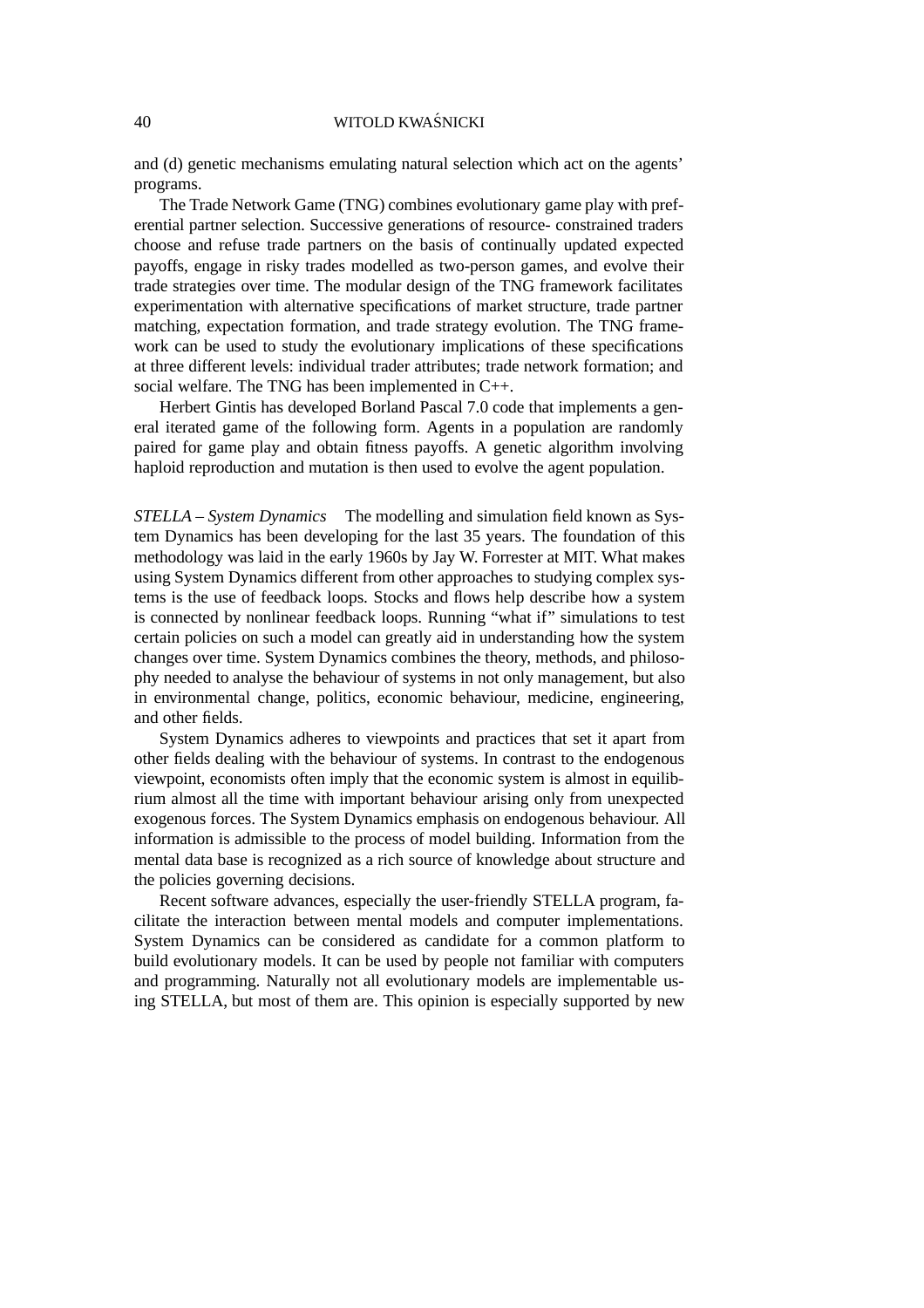and (d) genetic mechanisms emulating natural selection which act on the agents' programs.

The Trade Network Game (TNG) combines evolutionary game play with preferential partner selection. Successive generations of resource- constrained traders choose and refuse trade partners on the basis of continually updated expected payoffs, engage in risky trades modelled as two-person games, and evolve their trade strategies over time. The modular design of the TNG framework facilitates experimentation with alternative specifications of market structure, trade partner matching, expectation formation, and trade strategy evolution. The TNG framework can be used to study the evolutionary implications of these specifications at three different levels: individual trader attributes; trade network formation; and social welfare. The TNG has been implemented in C++.

Herbert Gintis has developed Borland Pascal 7.0 code that implements a general iterated game of the following form. Agents in a population are randomly paired for game play and obtain fitness payoffs. A genetic algorithm involving haploid reproduction and mutation is then used to evolve the agent population.

*STELLA – System Dynamics* The modelling and simulation field known as System Dynamics has been developing for the last 35 years. The foundation of this methodology was laid in the early 1960s by Jay W. Forrester at MIT. What makes using System Dynamics different from other approaches to studying complex systems is the use of feedback loops. Stocks and flows help describe how a system is connected by nonlinear feedback loops. Running "what if" simulations to test certain policies on such a model can greatly aid in understanding how the system changes over time. System Dynamics combines the theory, methods, and philosophy needed to analyse the behaviour of systems in not only management, but also in environmental change, politics, economic behaviour, medicine, engineering, and other fields.

System Dynamics adheres to viewpoints and practices that set it apart from other fields dealing with the behaviour of systems. In contrast to the endogenous viewpoint, economists often imply that the economic system is almost in equilibrium almost all the time with important behaviour arising only from unexpected exogenous forces. The System Dynamics emphasis on endogenous behaviour. All information is admissible to the process of model building. Information from the mental data base is recognized as a rich source of knowledge about structure and the policies governing decisions.

Recent software advances, especially the user-friendly STELLA program, facilitate the interaction between mental models and computer implementations. System Dynamics can be considered as candidate for a common platform to build evolutionary models. It can be used by people not familiar with computers and programming. Naturally not all evolutionary models are implementable using STELLA, but most of them are. This opinion is especially supported by new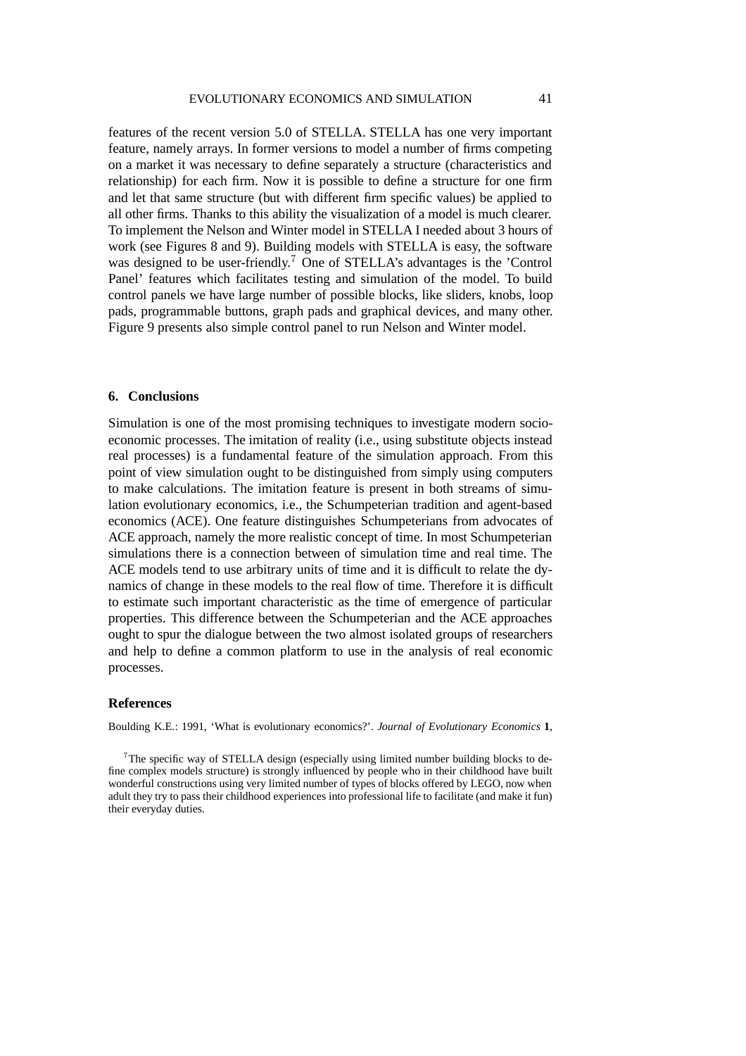features of the recent version 5.0 of STELLA. STELLA has one very important feature, namely arrays. In former versions to model a number of firms competing on a market it was necessary to define separately a structure (characteristics and relationship) for each firm. Now it is possible to define a structure for one firm and let that same structure (but with different firm specific values) be applied to all other firms. Thanks to this ability the visualization of a model is much clearer. To implement the Nelson and Winter model in STELLA I needed about 3 hours of work (see Figures 8 and 9). Building models with STELLA is easy, the software was designed to be user-friendly.[7] One of STELLA's advantages is the 'Control Panel' features which facilitates testing and simulation of the model. To build control panels we have large number of possible blocks, like sliders, knobs, loop pads, programmable buttons, graph pads and graphical devices, and many other. Figure 9 presents also simple control panel to run Nelson and Winter model.

## 6. Conclusions

Simulation is one of the most promising techniques to investigate modern socio-economic processes. The imitation of reality (i.e., using substitute objects instead real processes) is a fundamental feature of the simulation approach. From this point of view simulation ought to be distinguished from simply using computers to make calculations. The imitation feature is present in both streams of simulation evolutionary economics, i.e., the Schumpeterian tradition and agent-based economics (ACE). One feature distinguishes Schumpeterians from advocates of ACE approach, namely the more realistic concept of time. In most Schumpeterian simulations there is a connection between of simulation time and real time. The ACE models tend to use arbitrary units of time and it is difficult to relate the dynamics of change in these models to the real flow of time. Therefore it is difficult to estimate such important characteristic as the time of emergence of particular properties. This difference between the Schumpeterian and the ACE approaches ought to spur the dialogue between the two almost isolated groups of researchers and help to define a common platform to use in the analysis of real economic processes.

## References

Boulding K.E.: 1991, 'What is evolutionary economics?'. *Journal of Evolutionary Economics* **1**,

[7] The specific way of STELLA design (especially using limited number building blocks to define complex models structure) is strongly influenced by people who in their childhood have built wonderful constructions using very limited number of types of blocks offered by LEGO, now when adult they try to pass their childhood experiences into professional life to facilitate (and make it fun) their everyday duties.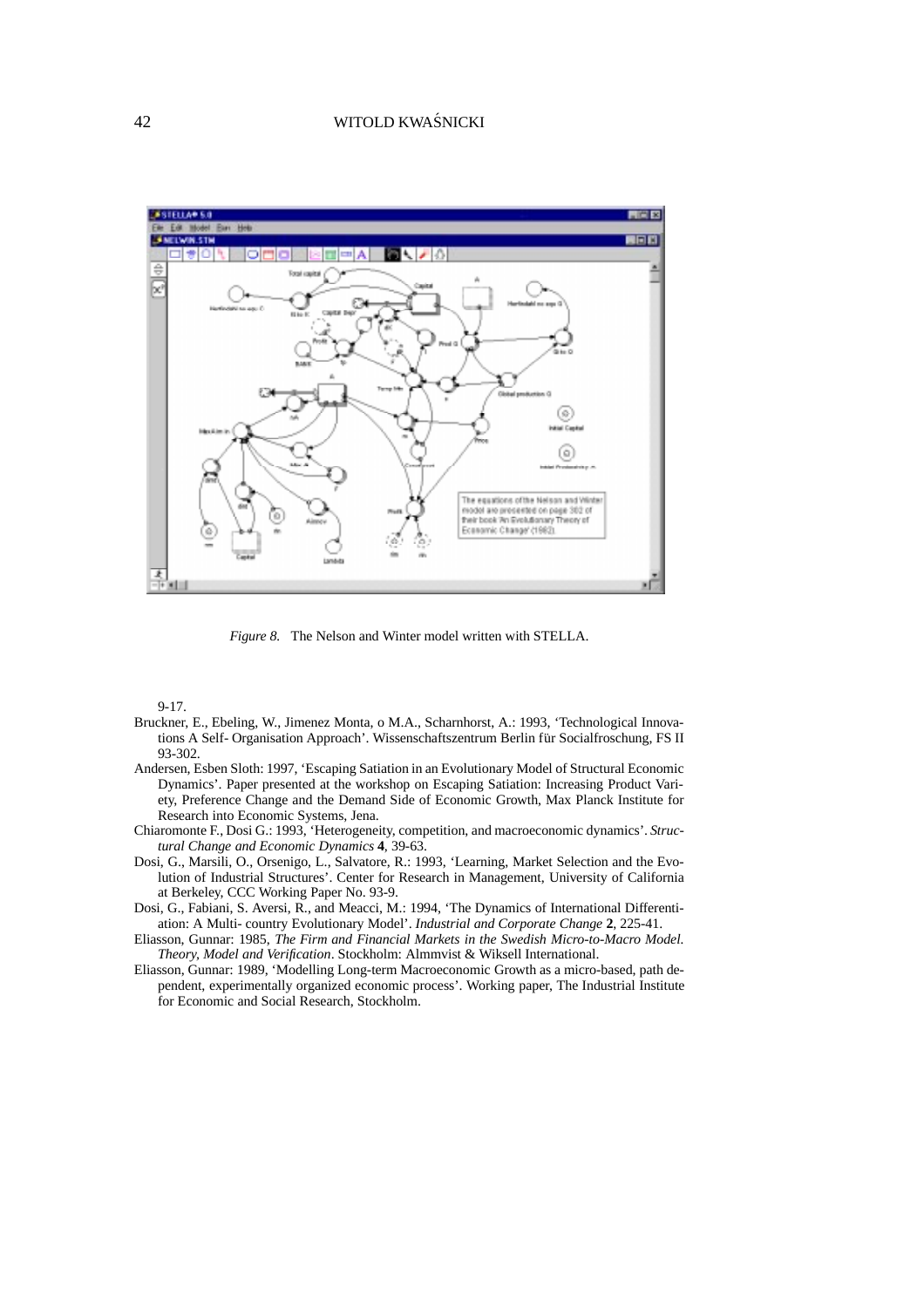*Figure 8.* The Nelson and Winter model written with STELLA.

9-17.

Bruckner, E., Ebeling, W., Jimenez Monta, o M.A., Scharnhorst, A.: 1993, 'Technological Innovations A Self- Organisation Approach'. Wissenschaftszentrum Berlin für Socialfroschung, FS II 93-302.

Andersen, Esben Sloth: 1997, 'Escaping Satiation in an Evolutionary Model of Structural Economic Dynamics'. Paper presented at the workshop on Escaping Satiation: Increasing Product Variety, Preference Change and the Demand Side of Economic Growth, Max Planck Institute for Research into Economic Systems, Jena.

Chiaromonte F., Dosi G.: 1993, 'Heterogeneity, competition, and macroeconomic dynamics'. *Structural Change and Economic Dynamics* **4**, 39-63.

Dosi, G., Marsili, O., Orsenigo, L., Salvatore, R.: 1993, 'Learning, Market Selection and the Evolution of Industrial Structures'. Center for Research in Management, University of California at Berkeley, CCC Working Paper No. 93-9.

Dosi, G., Fabiani, S. Aversi, R., and Meacci, M.: 1994, 'The Dynamics of International Differentiation: A Multi- country Evolutionary Model'. *Industrial and Corporate Change* **2**, 225-41.

Eliasson, Gunnar: 1985, *The Firm and Financial Markets in the Swedish Micro-to-Macro Model. Theory, Model and Verification*. Stockholm: Almmvist & Wiksell International.

Eliasson, Gunnar: 1989, 'Modelling Long-term Macroeconomic Growth as a micro-based, path dependent, experimentally organized economic process'. Working paper, The Industrial Institute for Economic and Social Research, Stockholm.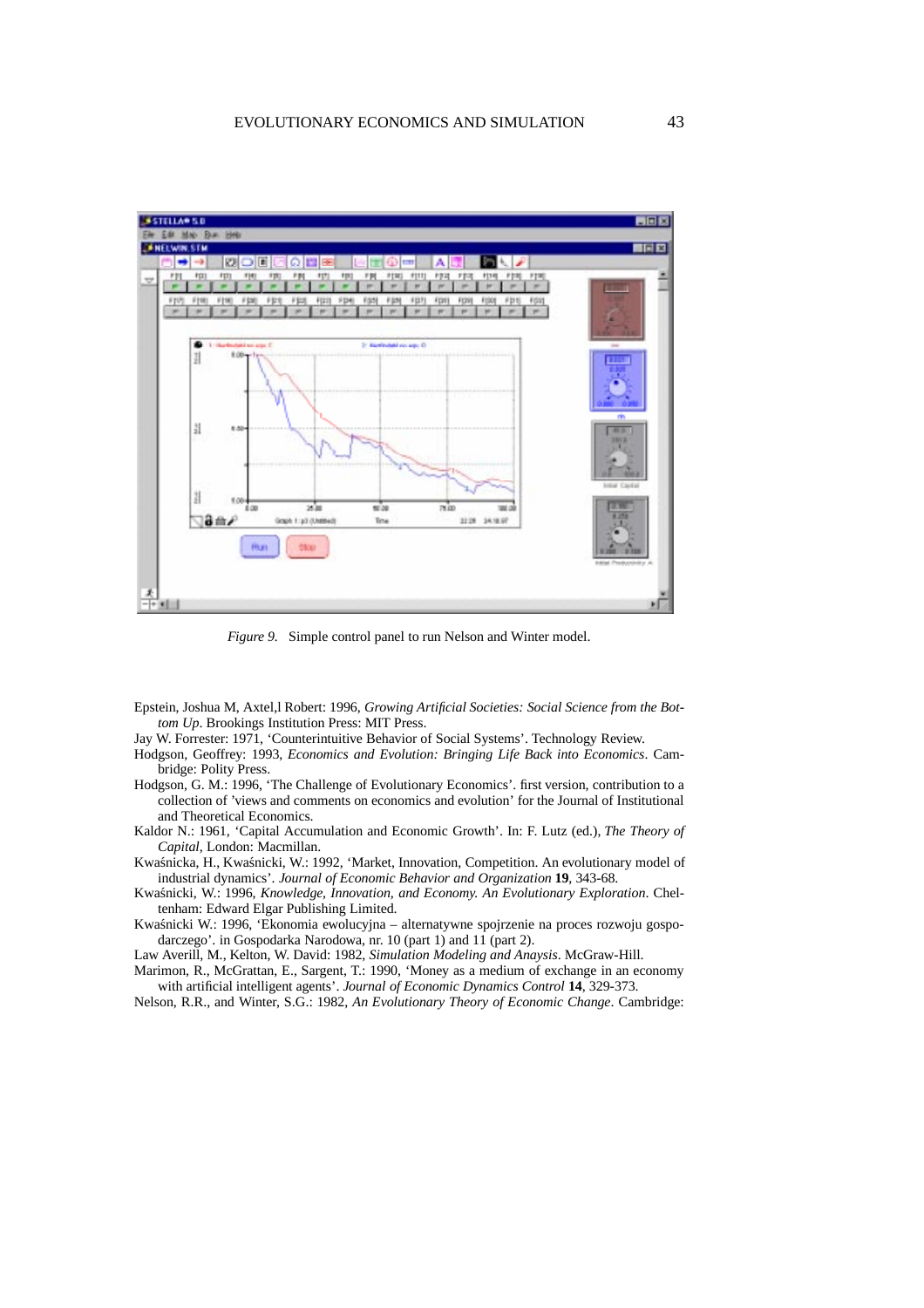*Figure 9.* Simple control panel to run Nelson and Winter model.

Epstein, Joshua M, Axtel,l Robert: 1996, *Growing Artificial Societies: Social Science from the Bottom Up*. Brookings Institution Press: MIT Press.

Jay W. Forrester: 1971, 'Counterintuitive Behavior of Social Systems'. Technology Review.

Hodgson, Geoffrey: 1993, *Economics and Evolution: Bringing Life Back into Economics*. Cambridge: Polity Press.

Hodgson, G. M.: 1996, 'The Challenge of Evolutionary Economics'. first version, contribution to a collection of 'views and comments on economics and evolution' for the Journal of Institutional and Theoretical Economics.

Kaldor N.: 1961, 'Capital Accumulation and Economic Growth'. In: F. Lutz (ed.), *The Theory of Capital*, London: Macmillan.

Kwaśnicka, H., Kwaśnicki, W.: 1992, 'Market, Innovation, Competition. An evolutionary model of industrial dynamics'. *Journal of Economic Behavior and Organization* **19**, 343-68.

Kwaśnicki, W.: 1996, *Knowledge, Innovation, and Economy. An Evolutionary Exploration*. Cheltenham: Edward Elgar Publishing Limited.

Kwaśnicki W.: 1996, 'Ekonomia ewolucyjna – alternatywne spojrzenie na proces rozwoju gospodarczego'. in Gospodarka Narodowa, nr. 10 (part 1) and 11 (part 2).

Law Averill, M., Kelton, W. David: 1982, *Simulation Modeling and Anaysis*. McGraw-Hill.

Marimon, R., McGrattan, E., Sargent, T.: 1990, 'Money as a medium of exchange in an economy with artificial intelligent agents'. *Journal of Economic Dynamics Control* **14**, 329-373.

Nelson, R.R., and Winter, S.G.: 1982, *An Evolutionary Theory of Economic Change*. Cambridge: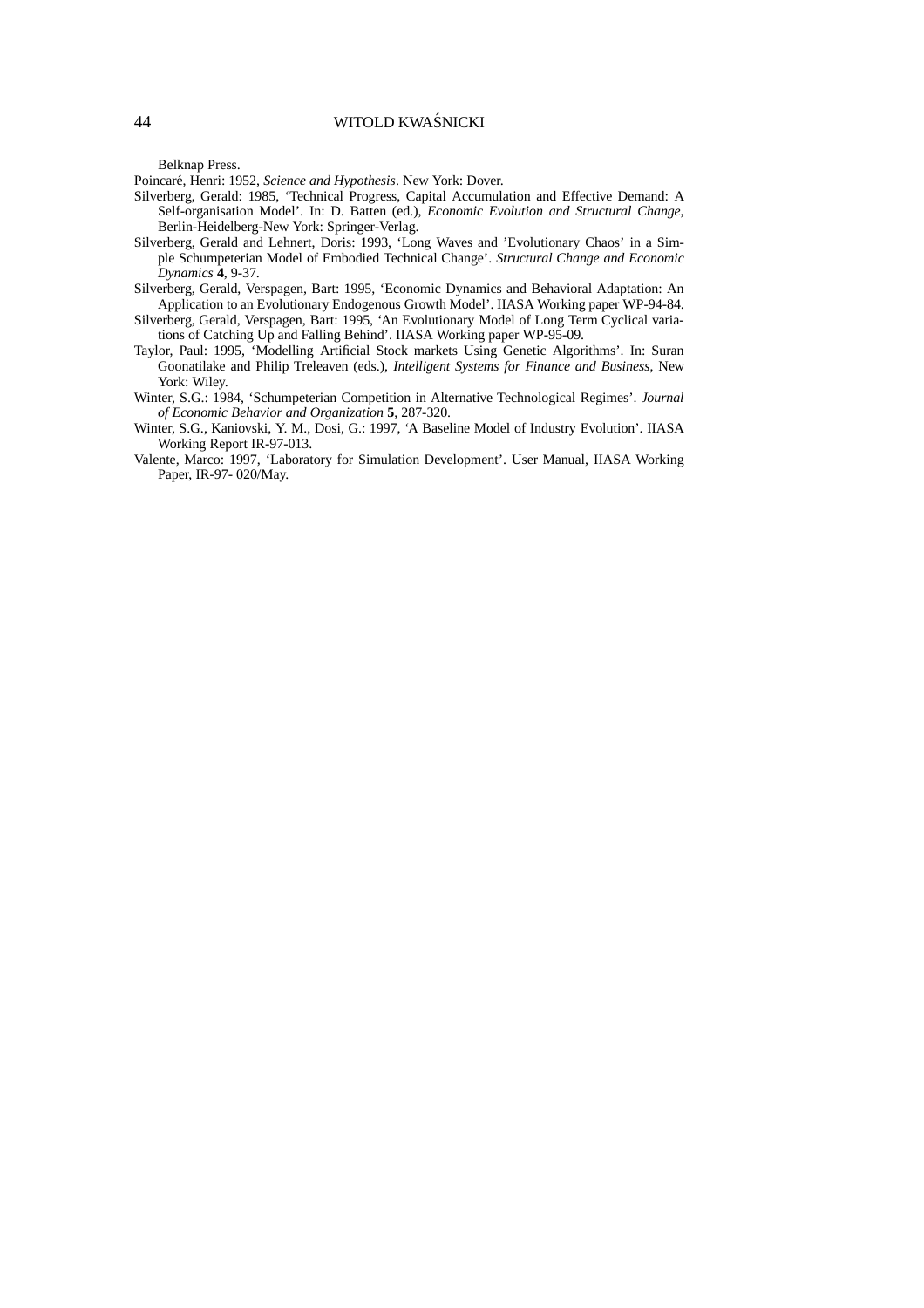Belknap Press.

Poincaré, Henri: 1952, *Science and Hypothesis*. New York: Dover.

Silverberg, Gerald: 1985, 'Technical Progress, Capital Accumulation and Effective Demand: A Self-organisation Model'. In: D. Batten (ed.), *Economic Evolution and Structural Change*, Berlin-Heidelberg-New York: Springer-Verlag.

Silverberg, Gerald and Lehnert, Doris: 1993, 'Long Waves and 'Evolutionary Chaos' in a Simple Schumpeterian Model of Embodied Technical Change'. *Structural Change and Economic Dynamics* **4**, 9-37.

Silverberg, Gerald, Verspagen, Bart: 1995, 'Economic Dynamics and Behavioral Adaptation: An Application to an Evolutionary Endogenous Growth Model'. IIASA Working paper WP-94-84.

Silverberg, Gerald, Verspagen, Bart: 1995, 'An Evolutionary Model of Long Term Cyclical variations of Catching Up and Falling Behind'. IIASA Working paper WP-95-09.

Taylor, Paul: 1995, 'Modelling Artificial Stock markets Using Genetic Algorithms'. In: Suran Goonatilake and Philip Treleaven (eds.), *Intelligent Systems for Finance and Business*, New York: Wiley.

Winter, S.G.: 1984, 'Schumpeterian Competition in Alternative Technological Regimes'. *Journal of Economic Behavior and Organization* **5**, 287-320.

Winter, S.G., Kaniovski, Y. M., Dosi, G.: 1997, 'A Baseline Model of Industry Evolution'. IIASA Working Report IR-97-013.

Valente, Marco: 1997, 'Laboratory for Simulation Development'. User Manual, IIASA Working Paper, IR-97- 020/May.